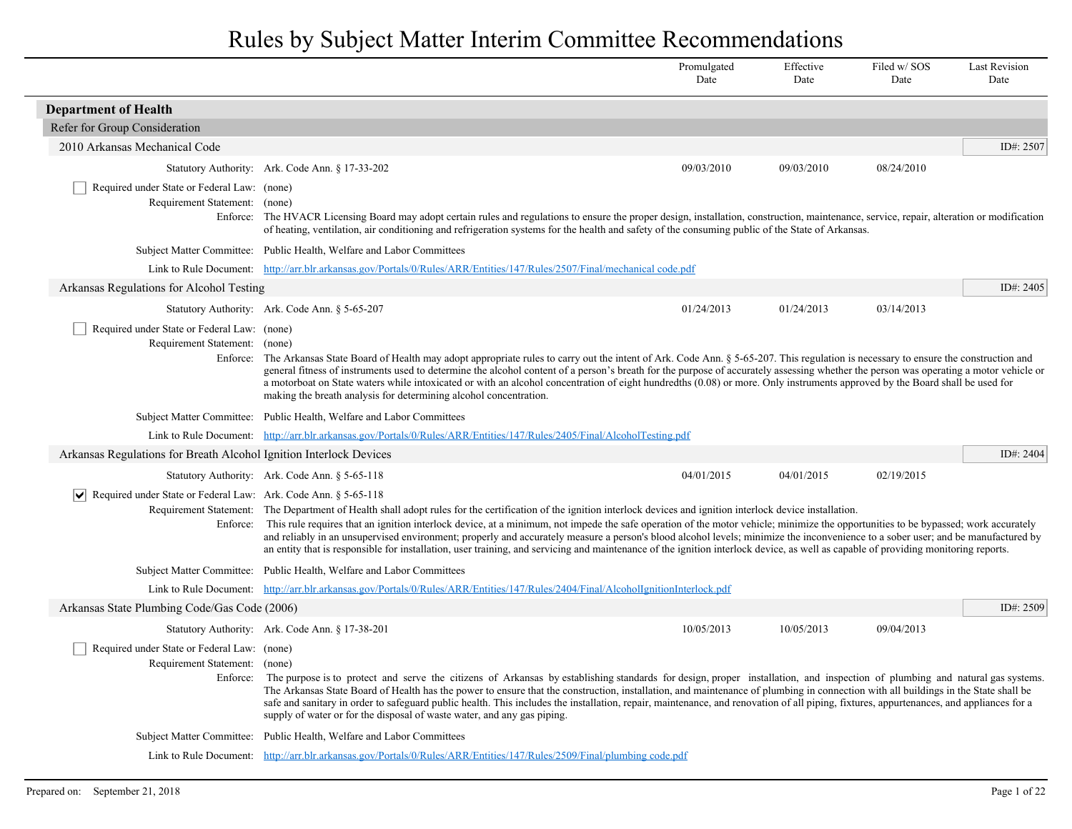# Rules by Subject Matter Interim Committee Recommendations

| | Promulgated Date | Effective Date | Filed w/ SOS Date | Last Revision Date |
|---|---|---|---|---|

## Department of Health

### Refer for Group Consideration

#### 2010 Arkansas Mechanical Code

ID#: 2507

| | | Promulgated Date | Effective Date | Filed w/ SOS Date | Last Revision Date |
|---|---|---|---|---|---|
| Statutory Authority: | Ark. Code Ann. § 17-33-202 | 09/03/2010 | 09/03/2010 | 08/24/2010 | |

- [ ] Required under State or Federal Law: (none)

Requirement Statement: (none)

Enforce: The HVACR Licensing Board may adopt certain rules and regulations to ensure the proper design, installation, construction, maintenance, service, repair, alteration or modification of heating, ventilation, air conditioning and refrigeration systems for the health and safety of the consuming public of the State of Arkansas.

Subject Matter Committee: Public Health, Welfare and Labor Committees

Link to Rule Document: http://arr.blr.arkansas.gov/Portals/0/Rules/ARR/Entities/147/Rules/2507/Final/mechanical code.pdf

#### Arkansas Regulations for Alcohol Testing

ID#: 2405

| | | Promulgated Date | Effective Date | Filed w/ SOS Date | Last Revision Date |
|---|---|---|---|---|---|
| Statutory Authority: | Ark. Code Ann. § 5-65-207 | 01/24/2013 | 01/24/2013 | 03/14/2013 | |

- [ ] Required under State or Federal Law: (none)

Requirement Statement: (none)

Enforce: The Arkansas State Board of Health may adopt appropriate rules to carry out the intent of Ark. Code Ann. § 5-65-207. This regulation is necessary to ensure the construction and general fitness of instruments used to determine the alcohol content of a person's breath for the purpose of accurately assessing whether the person was operating a motor vehicle or a motorboat on State waters while intoxicated or with an alcohol concentration of eight hundredths (0.08) or more. Only instruments approved by the Board shall be used for making the breath analysis for determining alcohol concentration.

Subject Matter Committee: Public Health, Welfare and Labor Committees

Link to Rule Document: http://arr.blr.arkansas.gov/Portals/0/Rules/ARR/Entities/147/Rules/2405/Final/AlcoholTesting.pdf

#### Arkansas Regulations for Breath Alcohol Ignition Interlock Devices

ID#: 2404

| | | Promulgated Date | Effective Date | Filed w/ SOS Date | Last Revision Date |
|---|---|---|---|---|---|
| Statutory Authority: | Ark. Code Ann. § 5-65-118 | 04/01/2015 | 04/01/2015 | 02/19/2015 | |

- [x] Required under State or Federal Law: Ark. Code Ann. § 5-65-118

Requirement Statement: The Department of Health shall adopt rules for the certification of the ignition interlock devices and ignition interlock device installation.

Enforce: This rule requires that an ignition interlock device, at a minimum, not impede the safe operation of the motor vehicle; minimize the opportunities to be bypassed; work accurately and reliably in an unsupervised environment; properly and accurately measure a person's blood alcohol levels; minimize the inconvenience to a sober user; and be manufactured by an entity that is responsible for installation, user training, and servicing and maintenance of the ignition interlock device, as well as capable of providing monitoring reports.

Subject Matter Committee: Public Health, Welfare and Labor Committees

Link to Rule Document: http://arr.blr.arkansas.gov/Portals/0/Rules/ARR/Entities/147/Rules/2404/Final/AlcoholIgnitionInterlock.pdf

#### Arkansas State Plumbing Code/Gas Code (2006)

ID#: 2509

| | | Promulgated Date | Effective Date | Filed w/ SOS Date | Last Revision Date |
|---|---|---|---|---|---|
| Statutory Authority: | Ark. Code Ann. § 17-38-201 | 10/05/2013 | 10/05/2013 | 09/04/2013 | |

- [ ] Required under State or Federal Law: (none)

Requirement Statement: (none)

Enforce: The purpose is to protect and serve the citizens of Arkansas by establishing standards for design, proper installation, and inspection of plumbing and natural gas systems. The Arkansas State Board of Health has the power to ensure that the construction, installation, and maintenance of plumbing in connection with all buildings in the State shall be safe and sanitary in order to safeguard public health. This includes the installation, repair, maintenance, and renovation of all piping, fixtures, appurtenances, and appliances for a supply of water or for the disposal of waste water, and any gas piping.

Subject Matter Committee: Public Health, Welfare and Labor Committees

Link to Rule Document: http://arr.blr.arkansas.gov/Portals/0/Rules/ARR/Entities/147/Rules/2509/Final/plumbing code.pdf

Prepared on: September 21, 2018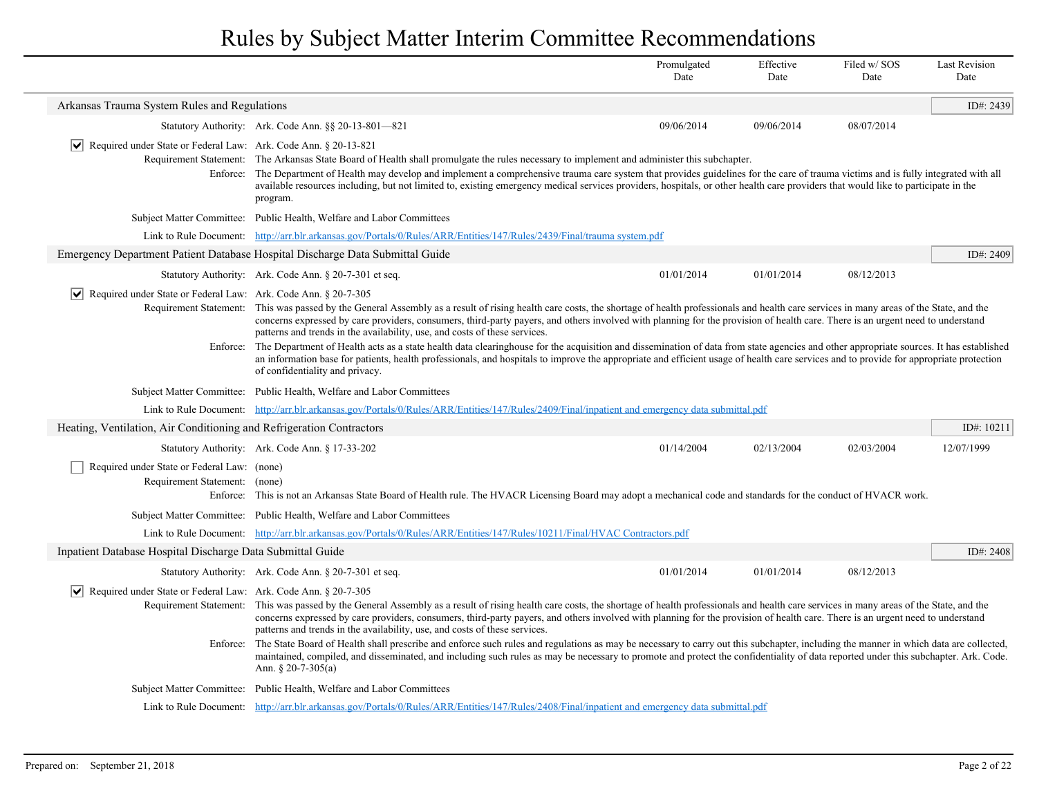# Rules by Subject Matter Interim Committee Recommendations

| | | Promulgated Date | Effective Date | Filed w/ SOS Date | Last Revision Date |
|---|---|---|---|---|---|

## Arkansas Trauma System Rules and Regulations

ID#: 2439

| | | Promulgated Date | Effective Date | Filed w/ SOS Date | Last Revision Date |
|---|---|---|---|---|---|
| Statutory Authority: | Ark. Code Ann. §§ 20-13-801—821 | 09/06/2014 | 09/06/2014 | 08/07/2014 | |

- [x] Required under State or Federal Law: Ark. Code Ann. § 20-13-821

**Requirement Statement:** The Arkansas State Board of Health shall promulgate the rules necessary to implement and administer this subchapter.

**Enforce:** The Department of Health may develop and implement a comprehensive trauma care system that provides guidelines for the care of trauma victims and is fully integrated with all available resources including, but not limited to, existing emergency medical services providers, hospitals, or other health care providers that would like to participate in the program.

**Subject Matter Committee:** Public Health, Welfare and Labor Committees

**Link to Rule Document:** http://arr.blr.arkansas.gov/Portals/0/Rules/ARR/Entities/147/Rules/2439/Final/trauma system.pdf

## Emergency Department Patient Database Hospital Discharge Data Submittal Guide

ID#: 2409

| | | Promulgated Date | Effective Date | Filed w/ SOS Date | Last Revision Date |
|---|---|---|---|---|---|
| Statutory Authority: | Ark. Code Ann. § 20-7-301 et seq. | 01/01/2014 | 01/01/2014 | 08/12/2013 | |

- [x] Required under State or Federal Law: Ark. Code Ann. § 20-7-305

**Requirement Statement:** This was passed by the General Assembly as a result of rising health care costs, the shortage of health professionals and health care services in many areas of the State, and the concerns expressed by care providers, consumers, third-party payers, and others involved with planning for the provision of health care. There is an urgent need to understand patterns and trends in the availability, use, and costs of these services.

**Enforce:** The Department of Health acts as a state health data clearinghouse for the acquisition and dissemination of data from state agencies and other appropriate sources. It has established an information base for patients, health professionals, and hospitals to improve the appropriate and efficient usage of health care services and to provide for appropriate protection of confidentiality and privacy.

**Subject Matter Committee:** Public Health, Welfare and Labor Committees

**Link to Rule Document:** http://arr.blr.arkansas.gov/Portals/0/Rules/ARR/Entities/147/Rules/2409/Final/inpatient and emergency data submittal.pdf

## Heating, Ventilation, Air Conditioning and Refrigeration Contractors

ID#: 10211

| | | Promulgated Date | Effective Date | Filed w/ SOS Date | Last Revision Date |
|---|---|---|---|---|---|
| Statutory Authority: | Ark. Code Ann. § 17-33-202 | 01/14/2004 | 02/13/2004 | 02/03/2004 | 12/07/1999 |

- [ ] Required under State or Federal Law: (none)

**Requirement Statement:** (none)

**Enforce:** This is not an Arkansas State Board of Health rule. The HVACR Licensing Board may adopt a mechanical code and standards for the conduct of HVACR work.

**Subject Matter Committee:** Public Health, Welfare and Labor Committees

**Link to Rule Document:** http://arr.blr.arkansas.gov/Portals/0/Rules/ARR/Entities/147/Rules/10211/Final/HVAC Contractors.pdf

## Inpatient Database Hospital Discharge Data Submittal Guide

ID#: 2408

| | | Promulgated Date | Effective Date | Filed w/ SOS Date | Last Revision Date |
|---|---|---|---|---|---|
| Statutory Authority: | Ark. Code Ann. § 20-7-301 et seq. | 01/01/2014 | 01/01/2014 | 08/12/2013 | |

- [x] Required under State or Federal Law: Ark. Code Ann. § 20-7-305

**Requirement Statement:** This was passed by the General Assembly as a result of rising health care costs, the shortage of health professionals and health care services in many areas of the State, and the concerns expressed by care providers, consumers, third-party payers, and others involved with planning for the provision of health care. There is an urgent need to understand patterns and trends in the availability, use, and costs of these services.

**Enforce:** The State Board of Health shall prescribe and enforce such rules and regulations as may be necessary to carry out this subchapter, including the manner in which data are collected, maintained, compiled, and disseminated, and including such rules as may be necessary to promote and protect the confidentiality of data reported under this subchapter. Ark. Code Ann. § 20-7-305(a)

**Subject Matter Committee:** Public Health, Welfare and Labor Committees

**Link to Rule Document:** http://arr.blr.arkansas.gov/Portals/0/Rules/ARR/Entities/147/Rules/2408/Final/inpatient and emergency data submittal.pdf

Prepared on: September 21, 2018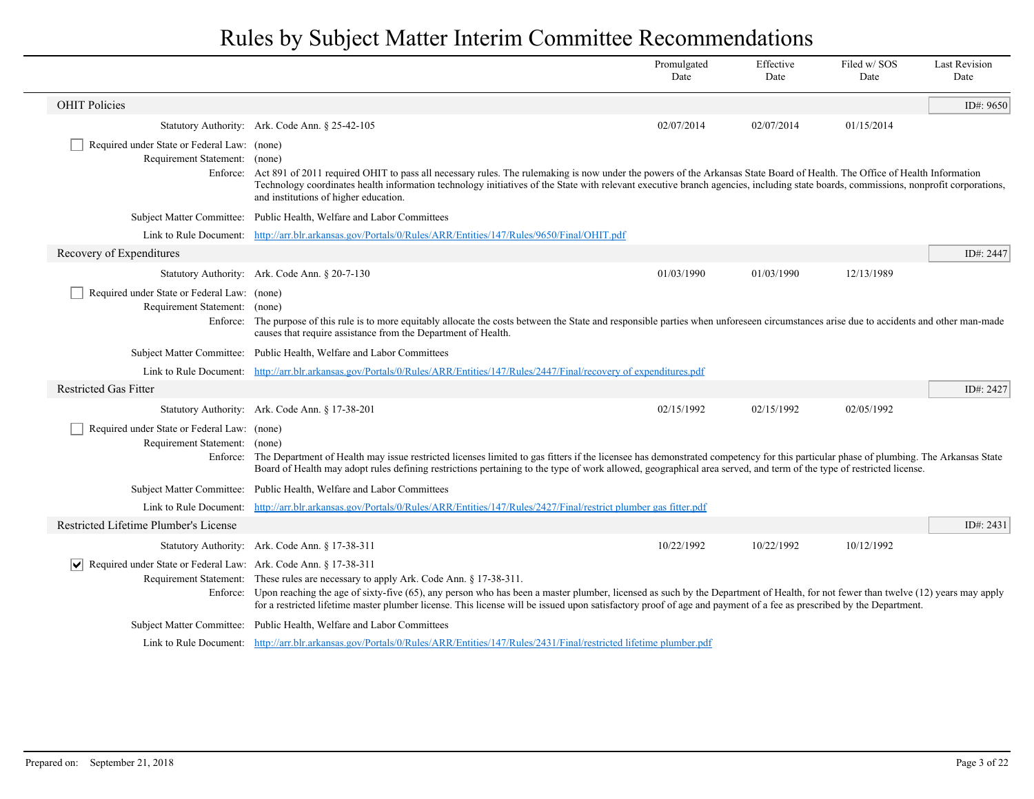# Rules by Subject Matter Interim Committee Recommendations

| | Promulgated Date | Effective Date | Filed w/ SOS Date | Last Revision Date |
|---|---|---|---|---|

## OHIT Policies

ID#: 9650

| | Promulgated Date | Effective Date | Filed w/ SOS Date | Last Revision Date |
|---|---|---|---|---|
| Statutory Authority: Ark. Code Ann. § 25-42-105 | 02/07/2014 | 02/07/2014 | 01/15/2014 | |

- [ ] Required under State or Federal Law: (none)

Requirement Statement: (none)

Enforce: Act 891 of 2011 required OHIT to pass all necessary rules. The rulemaking is now under the powers of the Arkansas State Board of Health. The Office of Health Information Technology coordinates health information technology initiatives of the State with relevant executive branch agencies, including state boards, commissions, nonprofit corporations, and institutions of higher education.

Subject Matter Committee: Public Health, Welfare and Labor Committees

Link to Rule Document: http://arr.blr.arkansas.gov/Portals/0/Rules/ARR/Entities/147/Rules/9650/Final/OHIT.pdf

## Recovery of Expenditures

ID#: 2447

| | Promulgated Date | Effective Date | Filed w/ SOS Date | Last Revision Date |
|---|---|---|---|---|
| Statutory Authority: Ark. Code Ann. § 20-7-130 | 01/03/1990 | 01/03/1990 | 12/13/1989 | |

- [ ] Required under State or Federal Law: (none)

Requirement Statement: (none)

Enforce: The purpose of this rule is to more equitably allocate the costs between the State and responsible parties when unforeseen circumstances arise due to accidents and other man-made causes that require assistance from the Department of Health.

Subject Matter Committee: Public Health, Welfare and Labor Committees

Link to Rule Document: http://arr.blr.arkansas.gov/Portals/0/Rules/ARR/Entities/147/Rules/2447/Final/recovery of expenditures.pdf

## Restricted Gas Fitter

ID#: 2427

| | Promulgated Date | Effective Date | Filed w/ SOS Date | Last Revision Date |
|---|---|---|---|---|
| Statutory Authority: Ark. Code Ann. § 17-38-201 | 02/15/1992 | 02/15/1992 | 02/05/1992 | |

- [ ] Required under State or Federal Law: (none)

Requirement Statement: (none)

Enforce: The Department of Health may issue restricted licenses limited to gas fitters if the licensee has demonstrated competency for this particular phase of plumbing. The Arkansas State Board of Health may adopt rules defining restrictions pertaining to the type of work allowed, geographical area served, and term of the type of restricted license.

Subject Matter Committee: Public Health, Welfare and Labor Committees

Link to Rule Document: http://arr.blr.arkansas.gov/Portals/0/Rules/ARR/Entities/147/Rules/2427/Final/restrict plumber gas fitter.pdf

## Restricted Lifetime Plumber's License

ID#: 2431

| | Promulgated Date | Effective Date | Filed w/ SOS Date | Last Revision Date |
|---|---|---|---|---|
| Statutory Authority: Ark. Code Ann. § 17-38-311 | 10/22/1992 | 10/22/1992 | 10/12/1992 | |

- [x] Required under State or Federal Law: Ark. Code Ann. § 17-38-311

Requirement Statement: These rules are necessary to apply Ark. Code Ann. § 17-38-311.

Enforce: Upon reaching the age of sixty-five (65), any person who has been a master plumber, licensed as such by the Department of Health, for not fewer than twelve (12) years may apply for a restricted lifetime master plumber license. This license will be issued upon satisfactory proof of age and payment of a fee as prescribed by the Department.

Subject Matter Committee: Public Health, Welfare and Labor Committees

Link to Rule Document: http://arr.blr.arkansas.gov/Portals/0/Rules/ARR/Entities/147/Rules/2431/Final/restricted lifetime plumber.pdf

Prepared on: September 21, 2018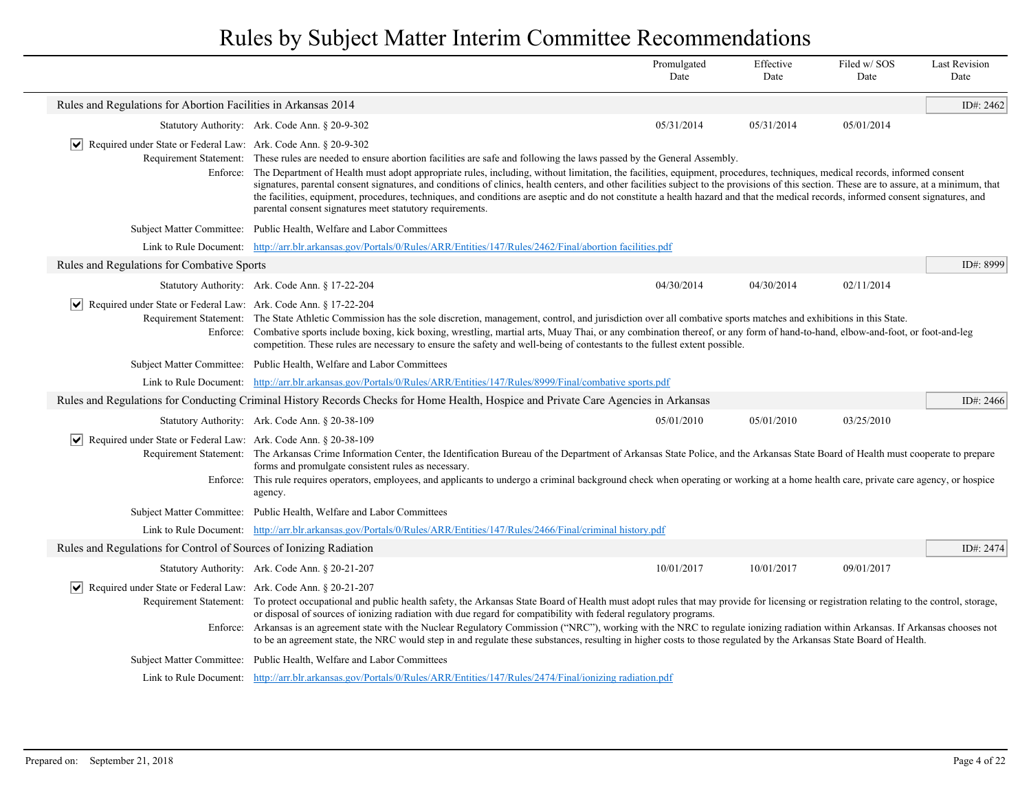# Rules by Subject Matter Interim Committee Recommendations

| | | Promulgated Date | Effective Date | Filed w/ SOS Date | Last Revision Date |
|---|---|---|---|---|---|

## Rules and Regulations for Abortion Facilities in Arkansas 2014

ID#: 2462

| | | Promulgated Date | Effective Date | Filed w/ SOS Date | Last Revision Date |
|---|---|---|---|---|---|
| Statutory Authority: | Ark. Code Ann. § 20-9-302 | 05/31/2014 | 05/31/2014 | 05/01/2014 | |

☑ **Required under State or Federal Law:** Ark. Code Ann. § 20-9-302

**Requirement Statement:** These rules are needed to ensure abortion facilities are safe and following the laws passed by the General Assembly.

**Enforce:** The Department of Health must adopt appropriate rules, including, without limitation, the facilities, equipment, procedures, techniques, medical records, informed consent signatures, parental consent signatures, and conditions of clinics, health centers, and other facilities subject to the provisions of this section. These are to assure, at a minimum, that the facilities, equipment, procedures, techniques, and conditions are aseptic and do not constitute a health hazard and that the medical records, informed consent signatures, and parental consent signatures meet statutory requirements.

**Subject Matter Committee:** Public Health, Welfare and Labor Committees

**Link to Rule Document:** http://arr.blr.arkansas.gov/Portals/0/Rules/ARR/Entities/147/Rules/2462/Final/abortion facilities.pdf

## Rules and Regulations for Combative Sports

ID#: 8999

| | | Promulgated Date | Effective Date | Filed w/ SOS Date | Last Revision Date |
|---|---|---|---|---|---|
| Statutory Authority: | Ark. Code Ann. § 17-22-204 | 04/30/2014 | 04/30/2014 | 02/11/2014 | |

☑ **Required under State or Federal Law:** Ark. Code Ann. § 17-22-204

**Requirement Statement:** The State Athletic Commission has the sole discretion, management, control, and jurisdiction over all combative sports matches and exhibitions in this State.

**Enforce:** Combative sports include boxing, kick boxing, wrestling, martial arts, Muay Thai, or any combination thereof, or any form of hand-to-hand, elbow-and-foot, or foot-and-leg competition. These rules are necessary to ensure the safety and well-being of contestants to the fullest extent possible.

**Subject Matter Committee:** Public Health, Welfare and Labor Committees

**Link to Rule Document:** http://arr.blr.arkansas.gov/Portals/0/Rules/ARR/Entities/147/Rules/8999/Final/combative sports.pdf

## Rules and Regulations for Conducting Criminal History Records Checks for Home Health, Hospice and Private Care Agencies in Arkansas

ID#: 2466

| | | Promulgated Date | Effective Date | Filed w/ SOS Date | Last Revision Date |
|---|---|---|---|---|---|
| Statutory Authority: | Ark. Code Ann. § 20-38-109 | 05/01/2010 | 05/01/2010 | 03/25/2010 | |

☑ **Required under State or Federal Law:** Ark. Code Ann. § 20-38-109

**Requirement Statement:** The Arkansas Crime Information Center, the Identification Bureau of the Department of Arkansas State Police, and the Arkansas State Board of Health must cooperate to prepare forms and promulgate consistent rules as necessary.

**Enforce:** This rule requires operators, employees, and applicants to undergo a criminal background check when operating or working at a home health care, private care agency, or hospice agency.

**Subject Matter Committee:** Public Health, Welfare and Labor Committees

**Link to Rule Document:** http://arr.blr.arkansas.gov/Portals/0/Rules/ARR/Entities/147/Rules/2466/Final/criminal history.pdf

## Rules and Regulations for Control of Sources of Ionizing Radiation

ID#: 2474

| | | Promulgated Date | Effective Date | Filed w/ SOS Date | Last Revision Date |
|---|---|---|---|---|---|
| Statutory Authority: | Ark. Code Ann. § 20-21-207 | 10/01/2017 | 10/01/2017 | 09/01/2017 | |

☑ **Required under State or Federal Law:** Ark. Code Ann. § 20-21-207

**Requirement Statement:** To protect occupational and public health safety, the Arkansas State Board of Health must adopt rules that may provide for licensing or registration relating to the control, storage, or disposal of sources of ionizing radiation with due regard for compatibility with federal regulatory programs.

**Enforce:** Arkansas is an agreement state with the Nuclear Regulatory Commission ("NRC"), working with the NRC to regulate ionizing radiation within Arkansas. If Arkansas chooses not to be an agreement state, the NRC would step in and regulate these substances, resulting in higher costs to those regulated by the Arkansas State Board of Health.

**Subject Matter Committee:** Public Health, Welfare and Labor Committees

**Link to Rule Document:** http://arr.blr.arkansas.gov/Portals/0/Rules/ARR/Entities/147/Rules/2474/Final/ionizing radiation.pdf

Prepared on: September 21, 2018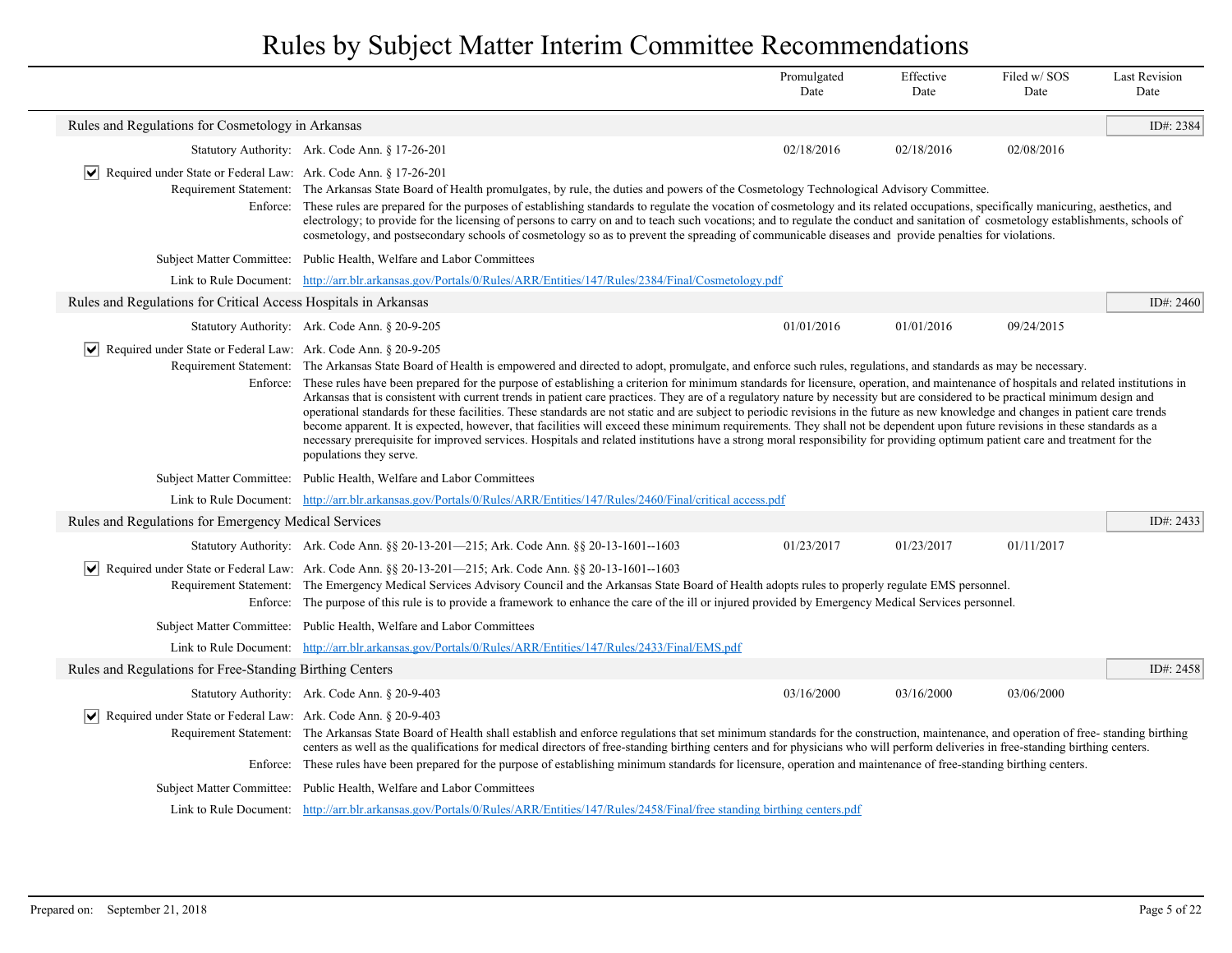# Rules by Subject Matter Interim Committee Recommendations

| | | Promulgated Date | Effective Date | Filed w/ SOS Date | Last Revision Date |
|---|---|---|---|---|---|

## Rules and Regulations for Cosmetology in Arkansas

**ID#: 2384**

| | | Promulgated Date | Effective Date | Filed w/ SOS Date | Last Revision Date |
|---|---|---|---|---|---|
| Statutory Authority: | Ark. Code Ann. § 17-26-201 | 02/18/2016 | 02/18/2016 | 02/08/2016 | |

☑ Required under State or Federal Law: Ark. Code Ann. § 17-26-201

Requirement Statement: The Arkansas State Board of Health promulgates, by rule, the duties and powers of the Cosmetology Technological Advisory Committee.

Enforce: These rules are prepared for the purposes of establishing standards to regulate the vocation of cosmetology and its related occupations, specifically manicuring, aesthetics, and electrology; to provide for the licensing of persons to carry on and to teach such vocations; and to regulate the conduct and sanitation of cosmetology establishments, schools of cosmetology, and postsecondary schools of cosmetology so as to prevent the spreading of communicable diseases and provide penalties for violations.

Subject Matter Committee: Public Health, Welfare and Labor Committees

Link to Rule Document: http://arr.blr.arkansas.gov/Portals/0/Rules/ARR/Entities/147/Rules/2384/Final/Cosmetology.pdf

## Rules and Regulations for Critical Access Hospitals in Arkansas

**ID#: 2460**

| | | Promulgated Date | Effective Date | Filed w/ SOS Date | Last Revision Date |
|---|---|---|---|---|---|
| Statutory Authority: | Ark. Code Ann. § 20-9-205 | 01/01/2016 | 01/01/2016 | 09/24/2015 | |

☑ Required under State or Federal Law: Ark. Code Ann. § 20-9-205

Requirement Statement: The Arkansas State Board of Health is empowered and directed to adopt, promulgate, and enforce such rules, regulations, and standards as may be necessary.

Enforce: These rules have been prepared for the purpose of establishing a criterion for minimum standards for licensure, operation, and maintenance of hospitals and related institutions in Arkansas that is consistent with current trends in patient care practices. They are of a regulatory nature by necessity but are considered to be practical minimum design and operational standards for these facilities. These standards are not static and are subject to periodic revisions in the future as new knowledge and changes in patient care trends become apparent. It is expected, however, that facilities will exceed these minimum requirements. They shall not be dependent upon future revisions in these standards as a necessary prerequisite for improved services. Hospitals and related institutions have a strong moral responsibility for providing optimum patient care and treatment for the populations they serve.

Subject Matter Committee: Public Health, Welfare and Labor Committees

Link to Rule Document: http://arr.blr.arkansas.gov/Portals/0/Rules/ARR/Entities/147/Rules/2460/Final/critical access.pdf

## Rules and Regulations for Emergency Medical Services

**ID#: 2433**

| | | Promulgated Date | Effective Date | Filed w/ SOS Date | Last Revision Date |
|---|---|---|---|---|---|
| Statutory Authority: | Ark. Code Ann. §§ 20-13-201—215; Ark. Code Ann. §§ 20-13-1601--1603 | 01/23/2017 | 01/23/2017 | 01/11/2017 | |

☑ Required under State or Federal Law: Ark. Code Ann. §§ 20-13-201—215; Ark. Code Ann. §§ 20-13-1601--1603

Requirement Statement: The Emergency Medical Services Advisory Council and the Arkansas State Board of Health adopts rules to properly regulate EMS personnel.

Enforce: The purpose of this rule is to provide a framework to enhance the care of the ill or injured provided by Emergency Medical Services personnel.

Subject Matter Committee: Public Health, Welfare and Labor Committees

Link to Rule Document: http://arr.blr.arkansas.gov/Portals/0/Rules/ARR/Entities/147/Rules/2433/Final/EMS.pdf

## Rules and Regulations for Free-Standing Birthing Centers

**ID#: 2458**

| | | Promulgated Date | Effective Date | Filed w/ SOS Date | Last Revision Date |
|---|---|---|---|---|---|
| Statutory Authority: | Ark. Code Ann. § 20-9-403 | 03/16/2000 | 03/16/2000 | 03/06/2000 | |

☑ Required under State or Federal Law: Ark. Code Ann. § 20-9-403

Requirement Statement: The Arkansas State Board of Health shall establish and enforce regulations that set minimum standards for the construction, maintenance, and operation of free- standing birthing centers as well as the qualifications for medical directors of free-standing birthing centers and for physicians who will perform deliveries in free-standing birthing centers.

Enforce: These rules have been prepared for the purpose of establishing minimum standards for licensure, operation and maintenance of free-standing birthing centers.

Subject Matter Committee: Public Health, Welfare and Labor Committees

Link to Rule Document: http://arr.blr.arkansas.gov/Portals/0/Rules/ARR/Entities/147/Rules/2458/Final/free standing birthing centers.pdf

Prepared on: September 21, 2018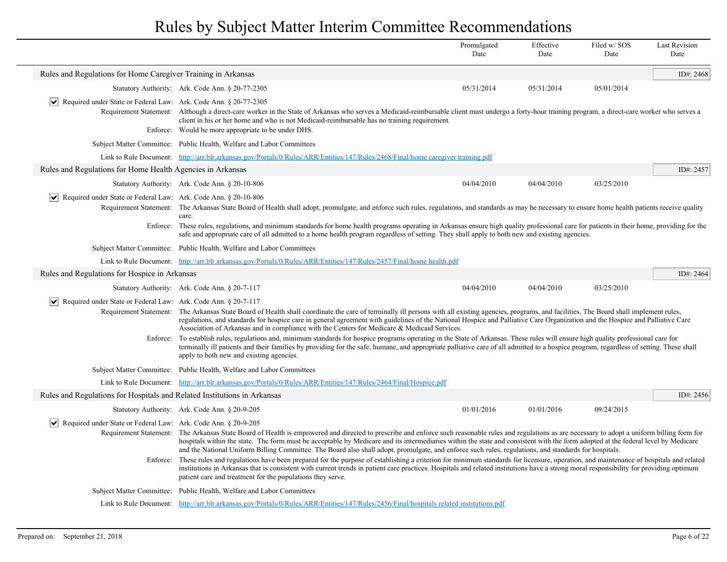# Rules by Subject Matter Interim Committee Recommendations

| | Promulgated Date | Effective Date | Filed w/ SOS Date | Last Revision Date |
|---|---|---|---|---|

## Rules and Regulations for Home Caregiver Training in Arkansas

**ID#: 2468**

| | Promulgated Date | Effective Date | Filed w/ SOS Date | Last Revision Date |
|---|---|---|---|---|
| Statutory Authority: Ark. Code Ann. § 20-77-2305 | 05/31/2014 | 05/31/2014 | 05/01/2014 | |

☑ Required under State or Federal Law: Ark. Code Ann. § 20-77-2305

Requirement Statement: Although a direct-care worker in the State of Arkansas who serves a Medicaid-reimbursable client must undergo a forty-hour training program, a direct-care worker who serves a client in his or her home and who is not Medicaid-reimbursable has no training requirement.

Enforce: Would be more appropriate to be under DHS.

Subject Matter Committee: Public Health, Welfare and Labor Committees

Link to Rule Document: [http://arr.blr.arkansas.gov/Portals/0/Rules/ARR/Entities/147/Rules/2468/Final/home caregiver training.pdf](http://arr.blr.arkansas.gov/Portals/0/Rules/ARR/Entities/147/Rules/2468/Final/home caregiver training.pdf)

## Rules and Regulations for Home Health Agencies in Arkansas

**ID#: 2457**

| | Promulgated Date | Effective Date | Filed w/ SOS Date | Last Revision Date |
|---|---|---|---|---|
| Statutory Authority: Ark. Code Ann. § 20-10-806 | 04/04/2010 | 04/04/2010 | 03/25/2010 | |

☑ Required under State or Federal Law: Ark. Code Ann. § 20-10-806

Requirement Statement: The Arkansas State Board of Health shall adopt, promulgate, and enforce such rules, regulations, and standards as may be necessary to ensure home health patients receive quality care.

Enforce: These rules, regulations, and minimum standards for home health programs operating in Arkansas ensure high quality professional care for patients in their home, providing for the safe and appropriate care of all admitted to a home health program regardless of setting. They shall apply to both new and existing agencies.

Subject Matter Committee: Public Health, Welfare and Labor Committees

Link to Rule Document: [http://arr.blr.arkansas.gov/Portals/0/Rules/ARR/Entities/147/Rules/2457/Final/home health.pdf](http://arr.blr.arkansas.gov/Portals/0/Rules/ARR/Entities/147/Rules/2457/Final/home health.pdf)

## Rules and Regulations for Hospice in Arkansas

**ID#: 2464**

| | Promulgated Date | Effective Date | Filed w/ SOS Date | Last Revision Date |
|---|---|---|---|---|
| Statutory Authority: Ark. Code Ann. § 20-7-117 | 04/04/2010 | 04/04/2010 | 03/25/2010 | |

☑ Required under State or Federal Law: Ark. Code Ann. § 20-7-117

Requirement Statement: The Arkansas State Board of Health shall coordinate the care of terminally ill persons with all existing agencies, programs, and facilities. The Board shall implement rules, regulations, and standards for hospice care in general agreement with guidelines of the National Hospice and Palliative Care Organization and the Hospice and Palliative Care Association of Arkansas and in compliance with the Centers for Medicare & Medicaid Services.

Enforce: To establish rules, regulations and, minimum standards for hospice programs operating in the State of Arkansas. These rules will ensure high quality professional care for terminally ill patients and their families by providing for the safe, humane, and appropriate palliative care of all admitted to a hospice program, regardless of setting. These shall apply to both new and existing agencies.

Subject Matter Committee: Public Health, Welfare and Labor Committees

Link to Rule Document: [http://arr.blr.arkansas.gov/Portals/0/Rules/ARR/Entities/147/Rules/2464/Final/Hospice.pdf](http://arr.blr.arkansas.gov/Portals/0/Rules/ARR/Entities/147/Rules/2464/Final/Hospice.pdf)

## Rules and Regulations for Hospitals and Related Institutions in Arkansas

**ID#: 2456**

| | Promulgated Date | Effective Date | Filed w/ SOS Date | Last Revision Date |
|---|---|---|---|---|
| Statutory Authority: Ark. Code Ann. § 20-9-205 | 01/01/2016 | 01/01/2016 | 09/24/2015 | |

☑ Required under State or Federal Law: Ark. Code Ann. § 20-9-205

Requirement Statement: The Arkansas State Board of Health is empowered and directed to prescribe and enforce such reasonable rules and regulations as are necessary to adopt a uniform billing form for hospitals within the state. The form must be acceptable by Medicare and its intermediaries within the state and consistent with the form adopted at the federal level by Medicare and the National Uniform Billing Committee. The Board also shall adopt, promulgate, and enforce such rules, regulations, and standards for hospitals.

Enforce: These rules and regulations have been prepared for the purpose of establishing a criterion for minimum standards for licensure, operation, and maintenance of hospitals and related institutions in Arkansas that is consistent with current trends in patient care practices. Hospitals and related institutions have a strong moral responsibility for providing optimum patient care and treatment for the populations they serve.

Subject Matter Committee: Public Health, Welfare and Labor Committees

Link to Rule Document: [http://arr.blr.arkansas.gov/Portals/0/Rules/ARR/Entities/147/Rules/2456/Final/hospitals related institutions.pdf](http://arr.blr.arkansas.gov/Portals/0/Rules/ARR/Entities/147/Rules/2456/Final/hospitals related institutions.pdf)

Prepared on: September 21, 2018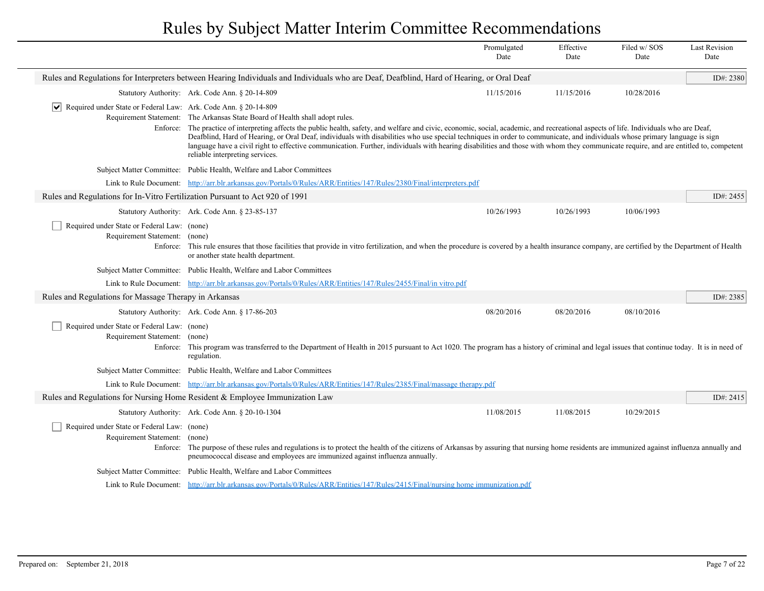# Rules by Subject Matter Interim Committee Recommendations

| | Promulgated Date | Effective Date | Filed w/ SOS Date | Last Revision Date |
|---|---|---|---|---|

## Rules and Regulations for Interpreters between Hearing Individuals and Individuals who are Deaf, Deafblind, Hard of Hearing, or Oral Deaf

ID#: 2380

| | Promulgated Date | Effective Date | Filed w/ SOS Date | Last Revision Date |
|---|---|---|---|---|
| Statutory Authority: Ark. Code Ann. § 20-14-809 | 11/15/2016 | 11/15/2016 | 10/28/2016 | |

- [x] Required under State or Federal Law: Ark. Code Ann. § 20-14-809

**Requirement Statement:** The Arkansas State Board of Health shall adopt rules.

**Enforce:** The practice of interpreting affects the public health, safety, and welfare and civic, economic, social, academic, and recreational aspects of life. Individuals who are Deaf, Deafblind, Hard of Hearing, or Oral Deaf, individuals with disabilities who use special techniques in order to communicate, and individuals whose primary language is sign language have a civil right to effective communication. Further, individuals with hearing disabilities and those with whom they communicate require, and are entitled to, competent reliable interpreting services.

**Subject Matter Committee:** Public Health, Welfare and Labor Committees

**Link to Rule Document:** http://arr.blr.arkansas.gov/Portals/0/Rules/ARR/Entities/147/Rules/2380/Final/interpreters.pdf

## Rules and Regulations for In-Vitro Fertilization Pursuant to Act 920 of 1991

ID#: 2455

| | Promulgated Date | Effective Date | Filed w/ SOS Date | Last Revision Date |
|---|---|---|---|---|
| Statutory Authority: Ark. Code Ann. § 23-85-137 | 10/26/1993 | 10/26/1993 | 10/06/1993 | |

- [ ] Required under State or Federal Law: (none)

**Requirement Statement:** (none)

**Enforce:** This rule ensures that those facilities that provide in vitro fertilization, and when the procedure is covered by a health insurance company, are certified by the Department of Health or another state health department.

**Subject Matter Committee:** Public Health, Welfare and Labor Committees

**Link to Rule Document:** http://arr.blr.arkansas.gov/Portals/0/Rules/ARR/Entities/147/Rules/2455/Final/in vitro.pdf

## Rules and Regulations for Massage Therapy in Arkansas

ID#: 2385

| | Promulgated Date | Effective Date | Filed w/ SOS Date | Last Revision Date |
|---|---|---|---|---|
| Statutory Authority: Ark. Code Ann. § 17-86-203 | 08/20/2016 | 08/20/2016 | 08/10/2016 | |

- [ ] Required under State or Federal Law: (none)

**Requirement Statement:** (none)

**Enforce:** This program was transferred to the Department of Health in 2015 pursuant to Act 1020. The program has a history of criminal and legal issues that continue today. It is in need of regulation.

**Subject Matter Committee:** Public Health, Welfare and Labor Committees

**Link to Rule Document:** http://arr.blr.arkansas.gov/Portals/0/Rules/ARR/Entities/147/Rules/2385/Final/massage therapy.pdf

## Rules and Regulations for Nursing Home Resident & Employee Immunization Law

ID#: 2415

| | Promulgated Date | Effective Date | Filed w/ SOS Date | Last Revision Date |
|---|---|---|---|---|
| Statutory Authority: Ark. Code Ann. § 20-10-1304 | 11/08/2015 | 11/08/2015 | 10/29/2015 | |

- [ ] Required under State or Federal Law: (none)

**Requirement Statement:** (none)

**Enforce:** The purpose of these rules and regulations is to protect the health of the citizens of Arkansas by assuring that nursing home residents are immunized against influenza annually and pneumococcal disease and employees are immunized against influenza annually.

**Subject Matter Committee:** Public Health, Welfare and Labor Committees

**Link to Rule Document:** http://arr.blr.arkansas.gov/Portals/0/Rules/ARR/Entities/147/Rules/2415/Final/nursing home immunization.pdf

Prepared on: September 21, 2018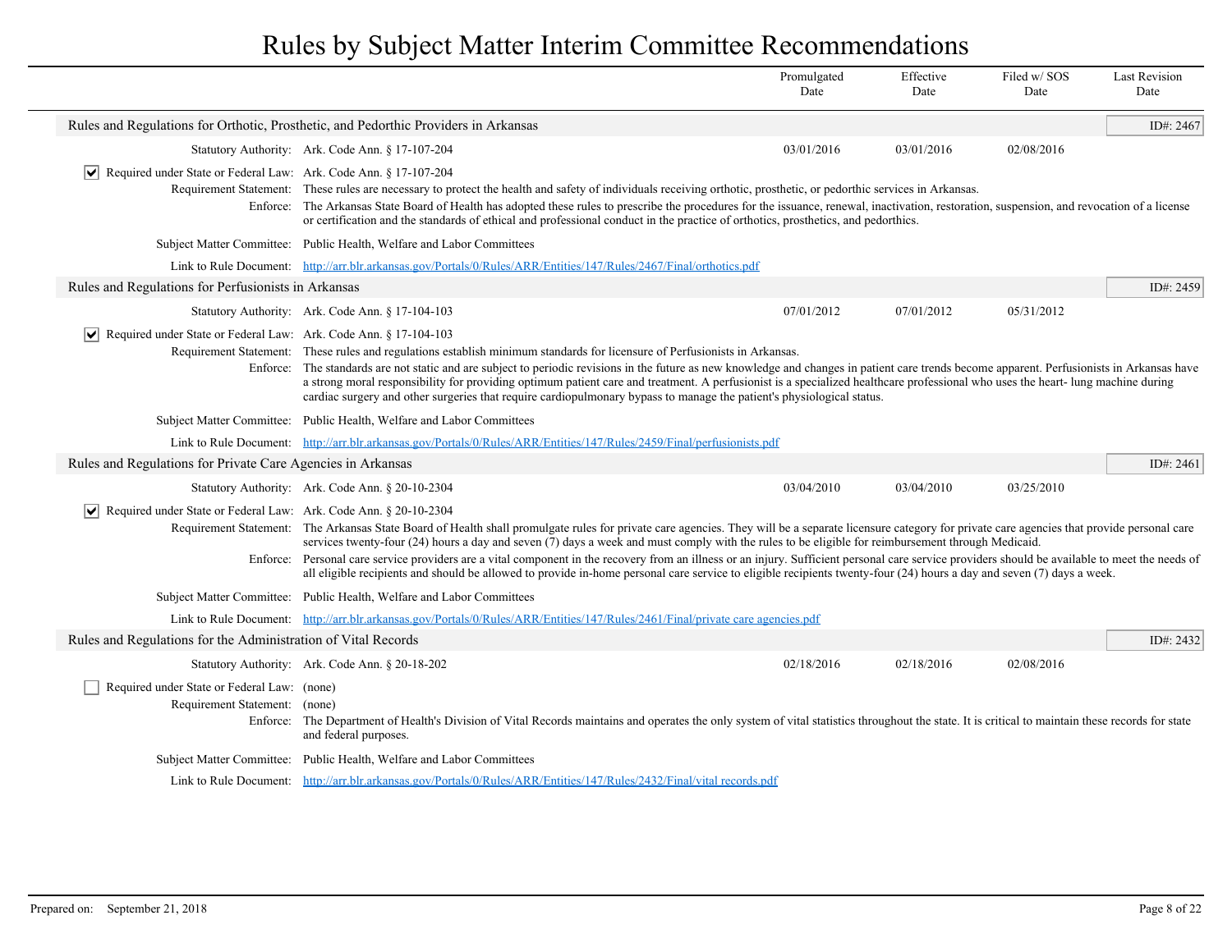# Rules by Subject Matter Interim Committee Recommendations

| | Promulgated Date | Effective Date | Filed w/ SOS Date | Last Revision Date |
|---|---|---|---|---|

## Rules and Regulations for Orthotic, Prosthetic, and Pedorthic Providers in Arkansas

ID#: 2467

| | Promulgated Date | Effective Date | Filed w/ SOS Date | Last Revision Date |
|---|---|---|---|---|
| Statutory Authority: Ark. Code Ann. § 17-107-204 | 03/01/2016 | 03/01/2016 | 02/08/2016 | |

☑ Required under State or Federal Law: Ark. Code Ann. § 17-107-204

Requirement Statement: These rules are necessary to protect the health and safety of individuals receiving orthotic, prosthetic, or pedorthic services in Arkansas.

Enforce: The Arkansas State Board of Health has adopted these rules to prescribe the procedures for the issuance, renewal, inactivation, restoration, suspension, and revocation of a license or certification and the standards of ethical and professional conduct in the practice of orthotics, prosthetics, and pedorthics.

Subject Matter Committee: Public Health, Welfare and Labor Committees

Link to Rule Document: http://arr.blr.arkansas.gov/Portals/0/Rules/ARR/Entities/147/Rules/2467/Final/orthotics.pdf

## Rules and Regulations for Perfusionists in Arkansas

ID#: 2459

| | Promulgated Date | Effective Date | Filed w/ SOS Date | Last Revision Date |
|---|---|---|---|---|
| Statutory Authority: Ark. Code Ann. § 17-104-103 | 07/01/2012 | 07/01/2012 | 05/31/2012 | |

☑ Required under State or Federal Law: Ark. Code Ann. § 17-104-103

Requirement Statement: These rules and regulations establish minimum standards for licensure of Perfusionists in Arkansas.

Enforce: The standards are not static and are subject to periodic revisions in the future as new knowledge and changes in patient care trends become apparent. Perfusionists in Arkansas have a strong moral responsibility for providing optimum patient care and treatment. A perfusionist is a specialized healthcare professional who uses the heart- lung machine during cardiac surgery and other surgeries that require cardiopulmonary bypass to manage the patient's physiological status.

Subject Matter Committee: Public Health, Welfare and Labor Committees

Link to Rule Document: http://arr.blr.arkansas.gov/Portals/0/Rules/ARR/Entities/147/Rules/2459/Final/perfusionists.pdf

## Rules and Regulations for Private Care Agencies in Arkansas

ID#: 2461

| | Promulgated Date | Effective Date | Filed w/ SOS Date | Last Revision Date |
|---|---|---|---|---|
| Statutory Authority: Ark. Code Ann. § 20-10-2304 | 03/04/2010 | 03/04/2010 | 03/25/2010 | |

☑ Required under State or Federal Law: Ark. Code Ann. § 20-10-2304

Requirement Statement: The Arkansas State Board of Health shall promulgate rules for private care agencies. They will be a separate licensure category for private care agencies that provide personal care services twenty-four (24) hours a day and seven (7) days a week and must comply with the rules to be eligible for reimbursement through Medicaid.

Enforce: Personal care service providers are a vital component in the recovery from an illness or an injury. Sufficient personal care service providers should be available to meet the needs of all eligible recipients and should be allowed to provide in-home personal care service to eligible recipients twenty-four (24) hours a day and seven (7) days a week.

Subject Matter Committee: Public Health, Welfare and Labor Committees

Link to Rule Document: http://arr.blr.arkansas.gov/Portals/0/Rules/ARR/Entities/147/Rules/2461/Final/private care agencies.pdf

## Rules and Regulations for the Administration of Vital Records

ID#: 2432

| | Promulgated Date | Effective Date | Filed w/ SOS Date | Last Revision Date |
|---|---|---|---|---|
| Statutory Authority: Ark. Code Ann. § 20-18-202 | 02/18/2016 | 02/18/2016 | 02/08/2016 | |

☐ Required under State or Federal Law: (none)

Requirement Statement: (none)

Enforce: The Department of Health's Division of Vital Records maintains and operates the only system of vital statistics throughout the state. It is critical to maintain these records for state and federal purposes.

Subject Matter Committee: Public Health, Welfare and Labor Committees

Link to Rule Document: http://arr.blr.arkansas.gov/Portals/0/Rules/ARR/Entities/147/Rules/2432/Final/vital records.pdf

Prepared on: September 21, 2018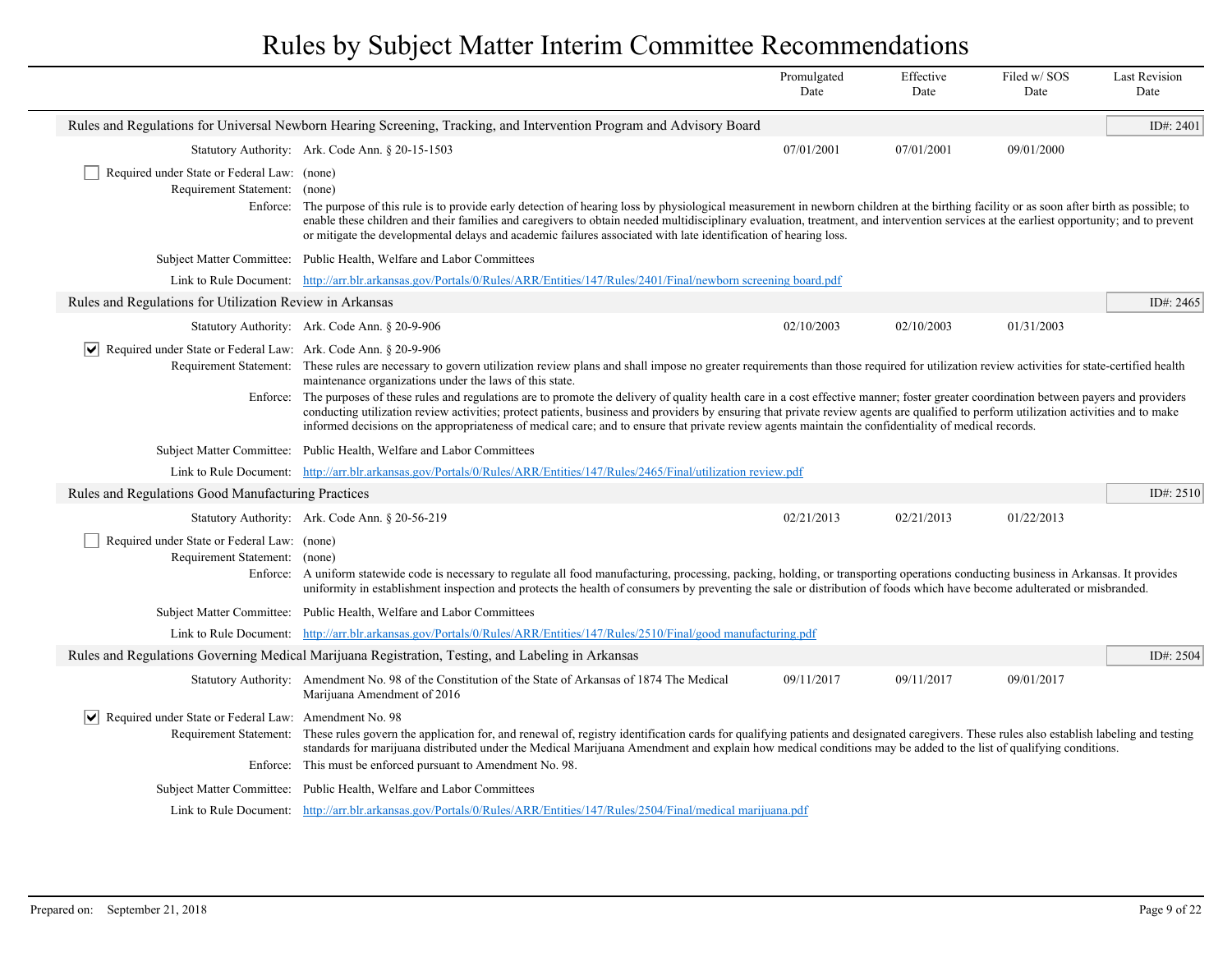# Rules by Subject Matter Interim Committee Recommendations

| | Promulgated Date | Effective Date | Filed w/ SOS Date | Last Revision Date |
|---|---|---|---|---|

## Rules and Regulations for Universal Newborn Hearing Screening, Tracking, and Intervention Program and Advisory Board

**ID#: 2401**

| | Promulgated Date | Effective Date | Filed w/ SOS Date | Last Revision Date |
|---|---|---|---|---|
| Statutory Authority: Ark. Code Ann. § 20-15-1503 | 07/01/2001 | 07/01/2001 | 09/01/2000 | |

- [ ] Required under State or Federal Law: (none)

Requirement Statement: (none)

Enforce: The purpose of this rule is to provide early detection of hearing loss by physiological measurement in newborn children at the birthing facility or as soon after birth as possible; to enable these children and their families and caregivers to obtain needed multidisciplinary evaluation, treatment, and intervention services at the earliest opportunity; and to prevent or mitigate the developmental delays and academic failures associated with late identification of hearing loss.

Subject Matter Committee: Public Health, Welfare and Labor Committees

Link to Rule Document: http://arr.blr.arkansas.gov/Portals/0/Rules/ARR/Entities/147/Rules/2401/Final/newborn screening board.pdf

## Rules and Regulations for Utilization Review in Arkansas

**ID#: 2465**

| | Promulgated Date | Effective Date | Filed w/ SOS Date | Last Revision Date |
|---|---|---|---|---|
| Statutory Authority: Ark. Code Ann. § 20-9-906 | 02/10/2003 | 02/10/2003 | 01/31/2003 | |

- [x] Required under State or Federal Law: Ark. Code Ann. § 20-9-906

Requirement Statement: These rules are necessary to govern utilization review plans and shall impose no greater requirements than those required for utilization review activities for state-certified health maintenance organizations under the laws of this state.

Enforce: The purposes of these rules and regulations are to promote the delivery of quality health care in a cost effective manner; foster greater coordination between payers and providers conducting utilization review activities; protect patients, business and providers by ensuring that private review agents are qualified to perform utilization activities and to make informed decisions on the appropriateness of medical care; and to ensure that private review agents maintain the confidentiality of medical records.

Subject Matter Committee: Public Health, Welfare and Labor Committees

Link to Rule Document: http://arr.blr.arkansas.gov/Portals/0/Rules/ARR/Entities/147/Rules/2465/Final/utilization review.pdf

## Rules and Regulations Good Manufacturing Practices

**ID#: 2510**

| | Promulgated Date | Effective Date | Filed w/ SOS Date | Last Revision Date |
|---|---|---|---|---|
| Statutory Authority: Ark. Code Ann. § 20-56-219 | 02/21/2013 | 02/21/2013 | 01/22/2013 | |

- [ ] Required under State or Federal Law: (none)

Requirement Statement: (none)

Enforce: A uniform statewide code is necessary to regulate all food manufacturing, processing, packing, holding, or transporting operations conducting business in Arkansas. It provides uniformity in establishment inspection and protects the health of consumers by preventing the sale or distribution of foods which have become adulterated or misbranded.

Subject Matter Committee: Public Health, Welfare and Labor Committees

Link to Rule Document: http://arr.blr.arkansas.gov/Portals/0/Rules/ARR/Entities/147/Rules/2510/Final/good manufacturing.pdf

## Rules and Regulations Governing Medical Marijuana Registration, Testing, and Labeling in Arkansas

**ID#: 2504**

| | Promulgated Date | Effective Date | Filed w/ SOS Date | Last Revision Date |
|---|---|---|---|---|
| Statutory Authority: Amendment No. 98 of the Constitution of the State of Arkansas of 1874 The Medical Marijuana Amendment of 2016 | 09/11/2017 | 09/11/2017 | 09/01/2017 | |

- [x] Required under State or Federal Law: Amendment No. 98

Requirement Statement: These rules govern the application for, and renewal of, registry identification cards for qualifying patients and designated caregivers. These rules also establish labeling and testing standards for marijuana distributed under the Medical Marijuana Amendment and explain how medical conditions may be added to the list of qualifying conditions.

Enforce: This must be enforced pursuant to Amendment No. 98.

Subject Matter Committee: Public Health, Welfare and Labor Committees

Link to Rule Document: http://arr.blr.arkansas.gov/Portals/0/Rules/ARR/Entities/147/Rules/2504/Final/medical marijuana.pdf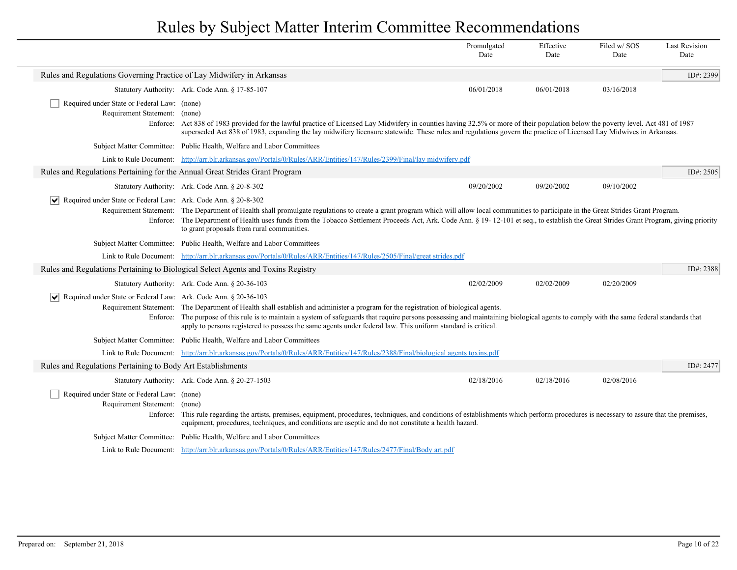# Rules by Subject Matter Interim Committee Recommendations

| | Promulgated Date | Effective Date | Filed w/ SOS Date | Last Revision Date |
|---|---|---|---|---|

## Rules and Regulations Governing Practice of Lay Midwifery in Arkansas

ID#: 2399

| | Promulgated Date | Effective Date | Filed w/ SOS Date | Last Revision Date |
|---|---|---|---|---|
| Statutory Authority: Ark. Code Ann. § 17-85-107 | 06/01/2018 | 06/01/2018 | 03/16/2018 | |

☐ Required under State or Federal Law: (none)

Requirement Statement: (none)

Enforce: Act 838 of 1983 provided for the lawful practice of Licensed Lay Midwifery in counties having 32.5% or more of their population below the poverty level. Act 481 of 1987 superseded Act 838 of 1983, expanding the lay midwifery licensure statewide. These rules and regulations govern the practice of Licensed Lay Midwives in Arkansas.

Subject Matter Committee: Public Health, Welfare and Labor Committees

Link to Rule Document: http://arr.blr.arkansas.gov/Portals/0/Rules/ARR/Entities/147/Rules/2399/Final/lay midwifery.pdf

## Rules and Regulations Pertaining for the Annual Great Strides Grant Program

ID#: 2505

| | Promulgated Date | Effective Date | Filed w/ SOS Date | Last Revision Date |
|---|---|---|---|---|
| Statutory Authority: Ark. Code Ann. § 20-8-302 | 09/20/2002 | 09/20/2002 | 09/10/2002 | |

☑ Required under State or Federal Law: Ark. Code Ann. § 20-8-302

Requirement Statement: The Department of Health shall promulgate regulations to create a grant program which will allow local communities to participate in the Great Strides Grant Program.

Enforce: The Department of Health uses funds from the Tobacco Settlement Proceeds Act, Ark. Code Ann. § 19- 12-101 et seq., to establish the Great Strides Grant Program, giving priority to grant proposals from rural communities.

Subject Matter Committee: Public Health, Welfare and Labor Committees

Link to Rule Document: http://arr.blr.arkansas.gov/Portals/0/Rules/ARR/Entities/147/Rules/2505/Final/great strides.pdf

## Rules and Regulations Pertaining to Biological Select Agents and Toxins Registry

ID#: 2388

| | Promulgated Date | Effective Date | Filed w/ SOS Date | Last Revision Date |
|---|---|---|---|---|
| Statutory Authority: Ark. Code Ann. § 20-36-103 | 02/02/2009 | 02/02/2009 | 02/20/2009 | |

☑ Required under State or Federal Law: Ark. Code Ann. § 20-36-103

Requirement Statement: The Department of Health shall establish and administer a program for the registration of biological agents.

Enforce: The purpose of this rule is to maintain a system of safeguards that require persons possessing and maintaining biological agents to comply with the same federal standards that apply to persons registered to possess the same agents under federal law. This uniform standard is critical.

Subject Matter Committee: Public Health, Welfare and Labor Committees

Link to Rule Document: http://arr.blr.arkansas.gov/Portals/0/Rules/ARR/Entities/147/Rules/2388/Final/biological agents toxins.pdf

## Rules and Regulations Pertaining to Body Art Establishments

ID#: 2477

| | Promulgated Date | Effective Date | Filed w/ SOS Date | Last Revision Date |
|---|---|---|---|---|
| Statutory Authority: Ark. Code Ann. § 20-27-1503 | 02/18/2016 | 02/18/2016 | 02/08/2016 | |

☐ Required under State or Federal Law: (none)

Requirement Statement: (none)

Enforce: This rule regarding the artists, premises, equipment, procedures, techniques, and conditions of establishments which perform procedures is necessary to assure that the premises, equipment, procedures, techniques, and conditions are aseptic and do not constitute a health hazard.

Subject Matter Committee: Public Health, Welfare and Labor Committees

Link to Rule Document: http://arr.blr.arkansas.gov/Portals/0/Rules/ARR/Entities/147/Rules/2477/Final/Body art.pdf

Prepared on: September 21, 2018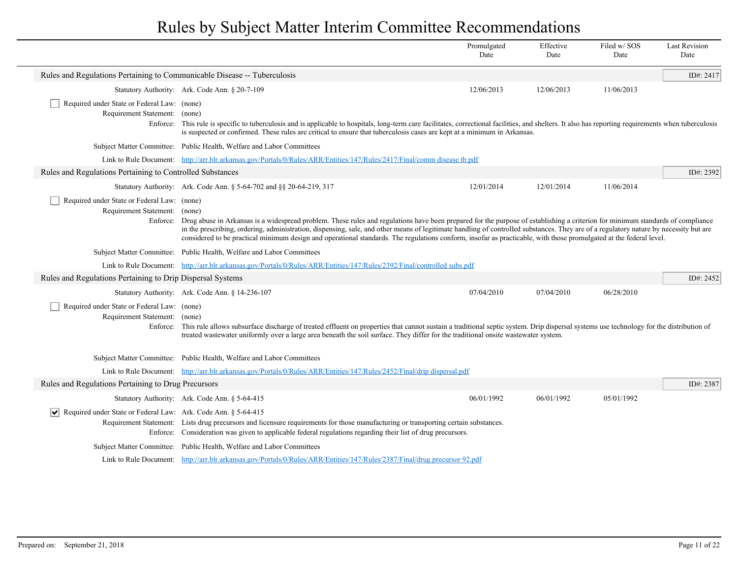# Rules by Subject Matter Interim Committee Recommendations

| | Promulgated Date | Effective Date | Filed w/ SOS Date | Last Revision Date |
|---|---|---|---|---|

## Rules and Regulations Pertaining to Communicable Disease -- Tuberculosis

ID#: 2417

| | Promulgated Date | Effective Date | Filed w/ SOS Date | Last Revision Date |
|---|---|---|---|---|
| Statutory Authority: Ark. Code Ann. § 20-7-109 | 12/06/2013 | 12/06/2013 | 11/06/2013 | |

☐ Required under State or Federal Law: (none)

Requirement Statement: (none)

Enforce: This rule is specific to tuberculosis and is applicable to hospitals, long-term care facilitates, correctional facilities, and shelters. It also has reporting requirements when tuberculosis is suspected or confirmed. These rules are critical to ensure that tuberculosis cases are kept at a minimum in Arkansas.

Subject Matter Committee: Public Health, Welfare and Labor Committees

Link to Rule Document: [http://arr.blr.arkansas.gov/Portals/0/Rules/ARR/Entities/147/Rules/2417/Final/comm disease tb.pdf](http://arr.blr.arkansas.gov/Portals/0/Rules/ARR/Entities/147/Rules/2417/Final/comm disease tb.pdf)

## Rules and Regulations Pertaining to Controlled Substances

ID#: 2392

| | Promulgated Date | Effective Date | Filed w/ SOS Date | Last Revision Date |
|---|---|---|---|---|
| Statutory Authority: Ark. Code Ann. § 5-64-702 and §§ 20-64-219, 317 | 12/01/2014 | 12/01/2014 | 11/06/2014 | |

☐ Required under State or Federal Law: (none)

Requirement Statement: (none)

Enforce: Drug abuse in Arkansas is a widespread problem. These rules and regulations have been prepared for the purpose of establishing a criterion for minimum standards of compliance in the prescribing, ordering, administration, dispensing, sale, and other means of legitimate handling of controlled substances. They are of a regulatory nature by necessity but are considered to be practical minimum design and operational standards. The regulations conform, insofar as practicable, with those promulgated at the federal level.

Subject Matter Committee: Public Health, Welfare and Labor Committees

Link to Rule Document: [http://arr.blr.arkansas.gov/Portals/0/Rules/ARR/Entities/147/Rules/2392/Final/controlled subs.pdf](http://arr.blr.arkansas.gov/Portals/0/Rules/ARR/Entities/147/Rules/2392/Final/controlled subs.pdf)

## Rules and Regulations Pertaining to Drip Dispersal Systems

ID#: 2452

| | Promulgated Date | Effective Date | Filed w/ SOS Date | Last Revision Date |
|---|---|---|---|---|
| Statutory Authority: Ark. Code Ann. § 14-236-107 | 07/04/2010 | 07/04/2010 | 06/28/2010 | |

☐ Required under State or Federal Law: (none)

Requirement Statement: (none)

Enforce: This rule allows subsurface discharge of treated effluent on properties that cannot sustain a traditional septic system. Drip dispersal systems use technology for the distribution of treated wastewater uniformly over a large area beneath the soil surface. They differ for the traditional onsite wastewater system.

Subject Matter Committee: Public Health, Welfare and Labor Committees

Link to Rule Document: [http://arr.blr.arkansas.gov/Portals/0/Rules/ARR/Entities/147/Rules/2452/Final/drip dispersal.pdf](http://arr.blr.arkansas.gov/Portals/0/Rules/ARR/Entities/147/Rules/2452/Final/drip dispersal.pdf)

## Rules and Regulations Pertaining to Drug Precursors

ID#: 2387

| | Promulgated Date | Effective Date | Filed w/ SOS Date | Last Revision Date |
|---|---|---|---|---|
| Statutory Authority: Ark. Code Ann. § 5-64-415 | 06/01/1992 | 06/01/1992 | 05/01/1992 | |

☑ Required under State or Federal Law: Ark. Code Ann. § 5-64-415

Requirement Statement: Lists drug precursors and licensure requirements for those manufacturing or transporting certain substances.

Enforce: Consideration was given to applicable federal regulations regarding their list of drug precursors.

Subject Matter Committee: Public Health, Welfare and Labor Committees

Link to Rule Document: [http://arr.blr.arkansas.gov/Portals/0/Rules/ARR/Entities/147/Rules/2387/Final/drug precursor 92.pdf](http://arr.blr.arkansas.gov/Portals/0/Rules/ARR/Entities/147/Rules/2387/Final/drug precursor 92.pdf)

Prepared on: September 21, 2018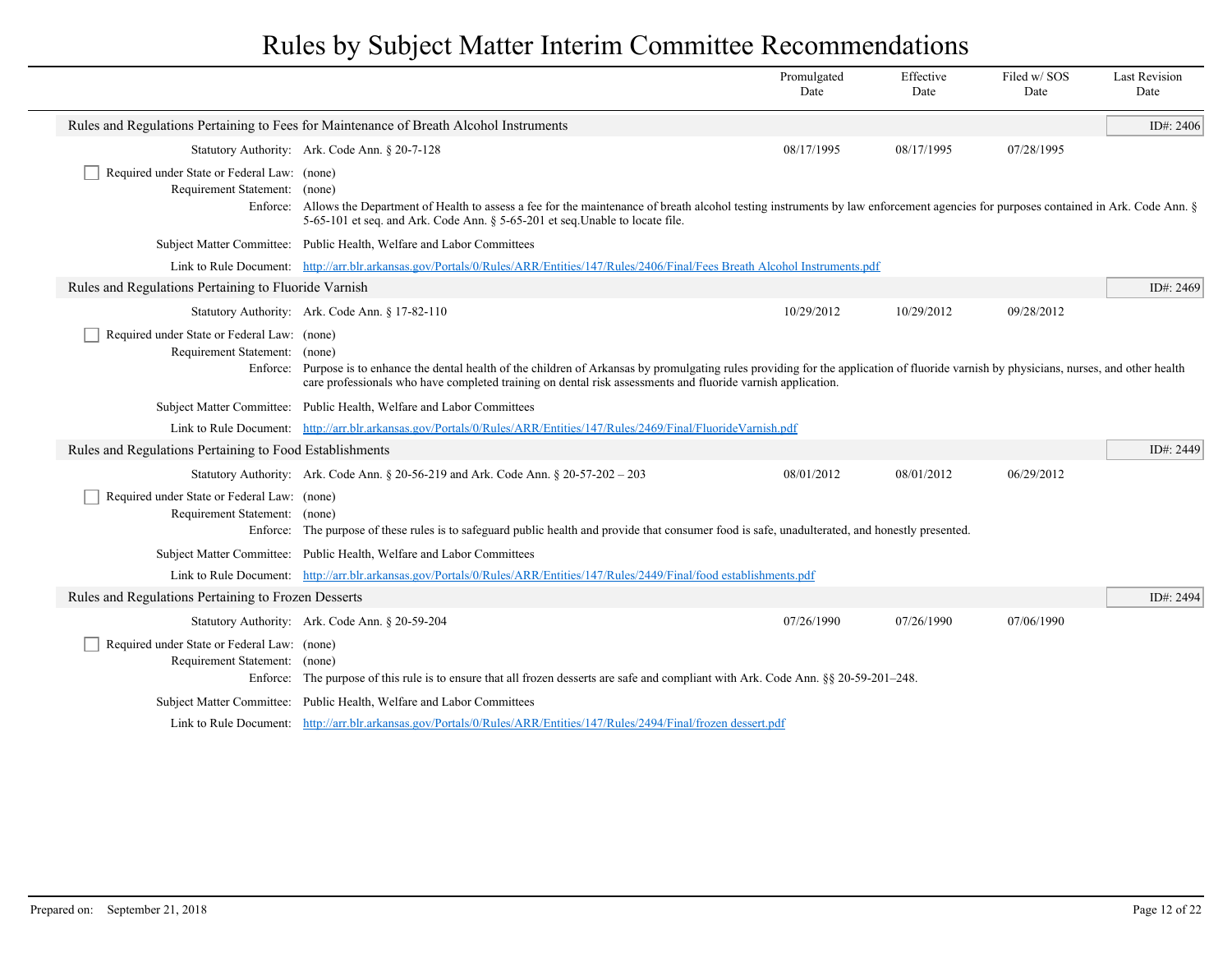# Rules by Subject Matter Interim Committee Recommendations

| | Promulgated Date | Effective Date | Filed w/ SOS Date | Last Revision Date |
|---|---|---|---|---|

## Rules and Regulations Pertaining to Fees for Maintenance of Breath Alcohol Instruments

ID#: 2406

| | Promulgated Date | Effective Date | Filed w/ SOS Date | Last Revision Date |
|---|---|---|---|---|
| Statutory Authority: Ark. Code Ann. § 20-7-128 | 08/17/1995 | 08/17/1995 | 07/28/1995 | |

- [ ] Required under State or Federal Law: (none)

Requirement Statement: (none)

Enforce: Allows the Department of Health to assess a fee for the maintenance of breath alcohol testing instruments by law enforcement agencies for purposes contained in Ark. Code Ann. § 5-65-101 et seq. and Ark. Code Ann. § 5-65-201 et seq.Unable to locate file.

Subject Matter Committee: Public Health, Welfare and Labor Committees

Link to Rule Document: [http://arr.blr.arkansas.gov/Portals/0/Rules/ARR/Entities/147/Rules/2406/Final/Fees Breath Alcohol Instruments.pdf](http://arr.blr.arkansas.gov/Portals/0/Rules/ARR/Entities/147/Rules/2406/Final/Fees Breath Alcohol Instruments.pdf)

## Rules and Regulations Pertaining to Fluoride Varnish

ID#: 2469

| | Promulgated Date | Effective Date | Filed w/ SOS Date | Last Revision Date |
|---|---|---|---|---|
| Statutory Authority: Ark. Code Ann. § 17-82-110 | 10/29/2012 | 10/29/2012 | 09/28/2012 | |

- [ ] Required under State or Federal Law: (none)

Requirement Statement: (none)

Enforce: Purpose is to enhance the dental health of the children of Arkansas by promulgating rules providing for the application of fluoride varnish by physicians, nurses, and other health care professionals who have completed training on dental risk assessments and fluoride varnish application.

Subject Matter Committee: Public Health, Welfare and Labor Committees

Link to Rule Document: [http://arr.blr.arkansas.gov/Portals/0/Rules/ARR/Entities/147/Rules/2469/Final/FluorideVarnish.pdf](http://arr.blr.arkansas.gov/Portals/0/Rules/ARR/Entities/147/Rules/2469/Final/FluorideVarnish.pdf)

## Rules and Regulations Pertaining to Food Establishments

ID#: 2449

| | Promulgated Date | Effective Date | Filed w/ SOS Date | Last Revision Date |
|---|---|---|---|---|
| Statutory Authority: Ark. Code Ann. § 20-56-219 and Ark. Code Ann. § 20-57-202 – 203 | 08/01/2012 | 08/01/2012 | 06/29/2012 | |

- [ ] Required under State or Federal Law: (none)

Requirement Statement: (none)

Enforce: The purpose of these rules is to safeguard public health and provide that consumer food is safe, unadulterated, and honestly presented.

Subject Matter Committee: Public Health, Welfare and Labor Committees

Link to Rule Document: [http://arr.blr.arkansas.gov/Portals/0/Rules/ARR/Entities/147/Rules/2449/Final/food establishments.pdf](http://arr.blr.arkansas.gov/Portals/0/Rules/ARR/Entities/147/Rules/2449/Final/food establishments.pdf)

## Rules and Regulations Pertaining to Frozen Desserts

ID#: 2494

| | Promulgated Date | Effective Date | Filed w/ SOS Date | Last Revision Date |
|---|---|---|---|---|
| Statutory Authority: Ark. Code Ann. § 20-59-204 | 07/26/1990 | 07/26/1990 | 07/06/1990 | |

- [ ] Required under State or Federal Law: (none)

Requirement Statement: (none)

Enforce: The purpose of this rule is to ensure that all frozen desserts are safe and compliant with Ark. Code Ann. §§ 20-59-201–248.

Subject Matter Committee: Public Health, Welfare and Labor Committees

Link to Rule Document: [http://arr.blr.arkansas.gov/Portals/0/Rules/ARR/Entities/147/Rules/2494/Final/frozen dessert.pdf](http://arr.blr.arkansas.gov/Portals/0/Rules/ARR/Entities/147/Rules/2494/Final/frozen dessert.pdf)

Prepared on: September 21, 2018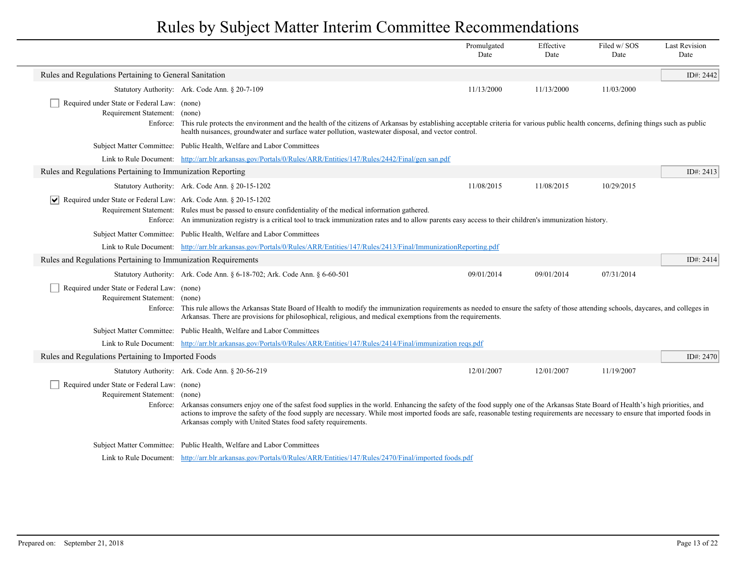# Rules by Subject Matter Interim Committee Recommendations

| | Promulgated Date | Effective Date | Filed w/ SOS Date | Last Revision Date |
|---|---|---|---|---|

## Rules and Regulations Pertaining to General Sanitation

ID#: 2442

| | Promulgated Date | Effective Date | Filed w/ SOS Date | Last Revision Date |
|---|---|---|---|---|
| Statutory Authority: Ark. Code Ann. § 20-7-109 | 11/13/2000 | 11/13/2000 | 11/03/2000 | |

- [ ] Required under State or Federal Law: (none)

Requirement Statement: (none)

Enforce: This rule protects the environment and the health of the citizens of Arkansas by establishing acceptable criteria for various public health concerns, defining things such as public health nuisances, groundwater and surface water pollution, wastewater disposal, and vector control.

Subject Matter Committee: Public Health, Welfare and Labor Committees

Link to Rule Document: http://arr.blr.arkansas.gov/Portals/0/Rules/ARR/Entities/147/Rules/2442/Final/gen san.pdf

## Rules and Regulations Pertaining to Immunization Reporting

ID#: 2413

| | Promulgated Date | Effective Date | Filed w/ SOS Date | Last Revision Date |
|---|---|---|---|---|
| Statutory Authority: Ark. Code Ann. § 20-15-1202 | 11/08/2015 | 11/08/2015 | 10/29/2015 | |

- [x] Required under State or Federal Law: Ark. Code Ann. § 20-15-1202

Requirement Statement: Rules must be passed to ensure confidentiality of the medical information gathered.

Enforce: An immunization registry is a critical tool to track immunization rates and to allow parents easy access to their children's immunization history.

Subject Matter Committee: Public Health, Welfare and Labor Committees

Link to Rule Document: http://arr.blr.arkansas.gov/Portals/0/Rules/ARR/Entities/147/Rules/2413/Final/ImmunizationReporting.pdf

## Rules and Regulations Pertaining to Immunization Requirements

ID#: 2414

| | Promulgated Date | Effective Date | Filed w/ SOS Date | Last Revision Date |
|---|---|---|---|---|
| Statutory Authority: Ark. Code Ann. § 6-18-702; Ark. Code Ann. § 6-60-501 | 09/01/2014 | 09/01/2014 | 07/31/2014 | |

- [ ] Required under State or Federal Law: (none)

Requirement Statement: (none)

Enforce: This rule allows the Arkansas State Board of Health to modify the immunization requirements as needed to ensure the safety of those attending schools, daycares, and colleges in Arkansas. There are provisions for philosophical, religious, and medical exemptions from the requirements.

Subject Matter Committee: Public Health, Welfare and Labor Committees

Link to Rule Document: http://arr.blr.arkansas.gov/Portals/0/Rules/ARR/Entities/147/Rules/2414/Final/immunization reqs.pdf

## Rules and Regulations Pertaining to Imported Foods

ID#: 2470

| | Promulgated Date | Effective Date | Filed w/ SOS Date | Last Revision Date |
|---|---|---|---|---|
| Statutory Authority: Ark. Code Ann. § 20-56-219 | 12/01/2007 | 12/01/2007 | 11/19/2007 | |

- [ ] Required under State or Federal Law: (none)

Requirement Statement: (none)

Enforce: Arkansas consumers enjoy one of the safest food supplies in the world. Enhancing the safety of the food supply one of the Arkansas State Board of Health's high priorities, and actions to improve the safety of the food supply are necessary. While most imported foods are safe, reasonable testing requirements are necessary to ensure that imported foods in Arkansas comply with United States food safety requirements.

Subject Matter Committee: Public Health, Welfare and Labor Committees

Link to Rule Document: http://arr.blr.arkansas.gov/Portals/0/Rules/ARR/Entities/147/Rules/2470/Final/imported foods.pdf

Prepared on: September 21, 2018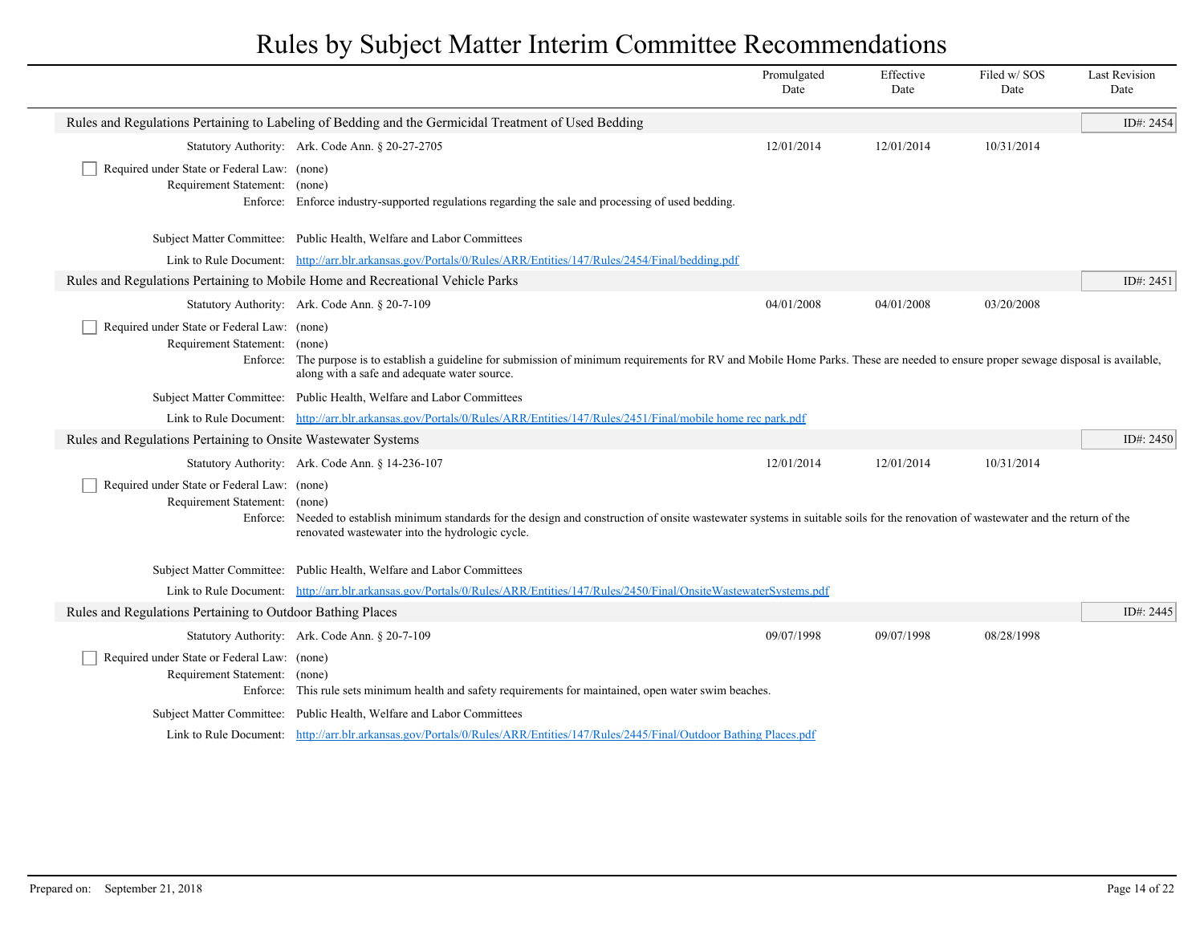# Rules by Subject Matter Interim Committee Recommendations

| | Promulgated Date | Effective Date | Filed w/ SOS Date | Last Revision Date |
|---|---|---|---|---|

## Rules and Regulations Pertaining to Labeling of Bedding and the Germicidal Treatment of Used Bedding

ID#: 2454

| | Promulgated Date | Effective Date | Filed w/ SOS Date | Last Revision Date |
|---|---|---|---|---|
| Statutory Authority: Ark. Code Ann. § 20-27-2705 | 12/01/2014 | 12/01/2014 | 10/31/2014 | |

- [ ] Required under State or Federal Law: (none)

Requirement Statement: (none)

Enforce: Enforce industry-supported regulations regarding the sale and processing of used bedding.

Subject Matter Committee: Public Health, Welfare and Labor Committees

Link to Rule Document: http://arr.blr.arkansas.gov/Portals/0/Rules/ARR/Entities/147/Rules/2454/Final/bedding.pdf

## Rules and Regulations Pertaining to Mobile Home and Recreational Vehicle Parks

ID#: 2451

| | Promulgated Date | Effective Date | Filed w/ SOS Date | Last Revision Date |
|---|---|---|---|---|
| Statutory Authority: Ark. Code Ann. § 20-7-109 | 04/01/2008 | 04/01/2008 | 03/20/2008 | |

- [ ] Required under State or Federal Law: (none)

Requirement Statement: (none)

Enforce: The purpose is to establish a guideline for submission of minimum requirements for RV and Mobile Home Parks. These are needed to ensure proper sewage disposal is available, along with a safe and adequate water source.

Subject Matter Committee: Public Health, Welfare and Labor Committees

Link to Rule Document: http://arr.blr.arkansas.gov/Portals/0/Rules/ARR/Entities/147/Rules/2451/Final/mobile home rec park.pdf

## Rules and Regulations Pertaining to Onsite Wastewater Systems

ID#: 2450

| | Promulgated Date | Effective Date | Filed w/ SOS Date | Last Revision Date |
|---|---|---|---|---|
| Statutory Authority: Ark. Code Ann. § 14-236-107 | 12/01/2014 | 12/01/2014 | 10/31/2014 | |

- [ ] Required under State or Federal Law: (none)

Requirement Statement: (none)

Enforce: Needed to establish minimum standards for the design and construction of onsite wastewater systems in suitable soils for the renovation of wastewater and the return of the renovated wastewater into the hydrologic cycle.

Subject Matter Committee: Public Health, Welfare and Labor Committees

Link to Rule Document: http://arr.blr.arkansas.gov/Portals/0/Rules/ARR/Entities/147/Rules/2450/Final/OnsiteWastewaterSystems.pdf

## Rules and Regulations Pertaining to Outdoor Bathing Places

ID#: 2445

| | Promulgated Date | Effective Date | Filed w/ SOS Date | Last Revision Date |
|---|---|---|---|---|
| Statutory Authority: Ark. Code Ann. § 20-7-109 | 09/07/1998 | 09/07/1998 | 08/28/1998 | |

- [ ] Required under State or Federal Law: (none)

Requirement Statement: (none)

Enforce: This rule sets minimum health and safety requirements for maintained, open water swim beaches.

Subject Matter Committee: Public Health, Welfare and Labor Committees

Link to Rule Document: http://arr.blr.arkansas.gov/Portals/0/Rules/ARR/Entities/147/Rules/2445/Final/Outdoor Bathing Places.pdf

Prepared on: September 21, 2018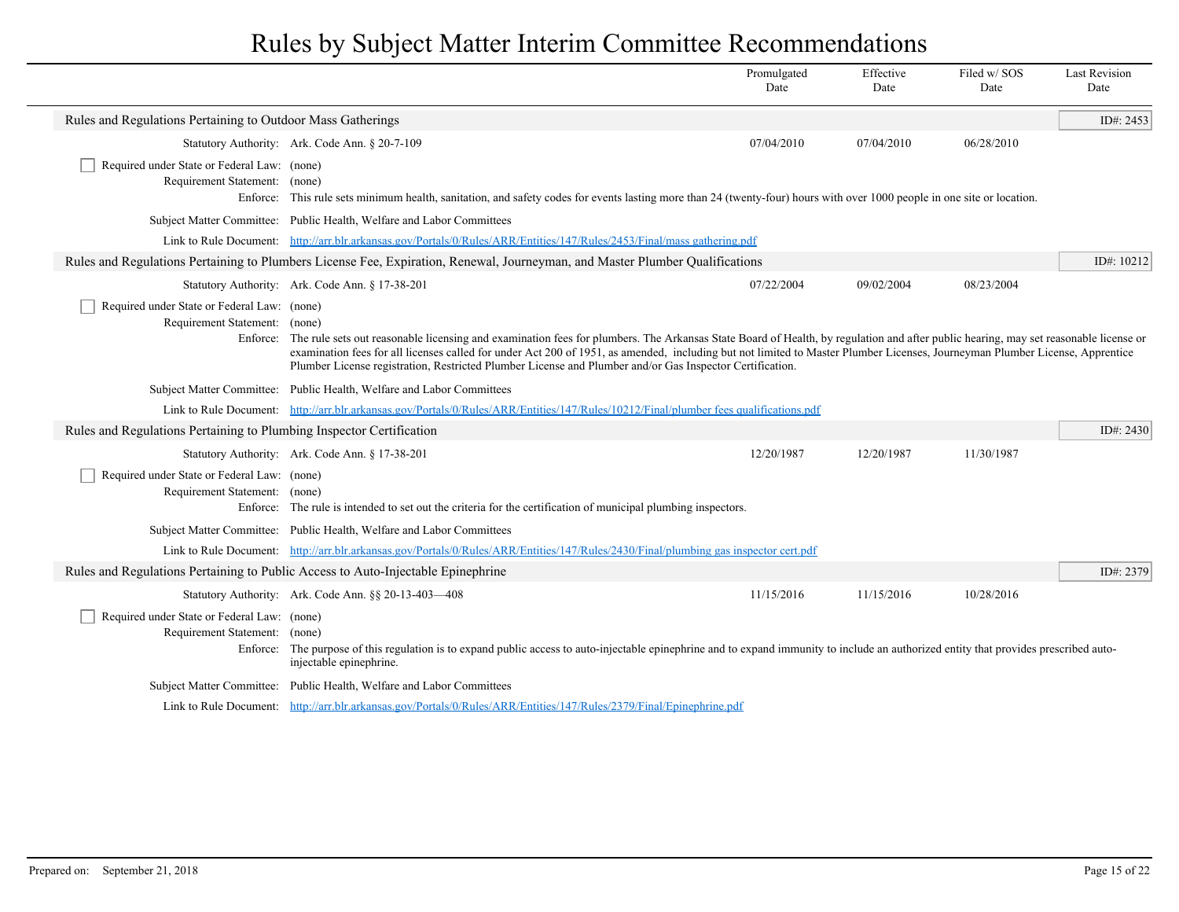# Rules by Subject Matter Interim Committee Recommendations

| | Promulgated Date | Effective Date | Filed w/ SOS Date | Last Revision Date |
|---|---|---|---|---|

## Rules and Regulations Pertaining to Outdoor Mass Gatherings

ID#: 2453

| | Promulgated Date | Effective Date | Filed w/ SOS Date | Last Revision Date |
|---|---|---|---|---|
| Statutory Authority: Ark. Code Ann. § 20-7-109 | 07/04/2010 | 07/04/2010 | 06/28/2010 | |

☐ Required under State or Federal Law: (none)

Requirement Statement: (none)

Enforce: This rule sets minimum health, sanitation, and safety codes for events lasting more than 24 (twenty-four) hours with over 1000 people in one site or location.

Subject Matter Committee: Public Health, Welfare and Labor Committees

Link to Rule Document: http://arr.blr.arkansas.gov/Portals/0/Rules/ARR/Entities/147/Rules/2453/Final/mass gathering.pdf

## Rules and Regulations Pertaining to Plumbers License Fee, Expiration, Renewal, Journeyman, and Master Plumber Qualifications

ID#: 10212

| | Promulgated Date | Effective Date | Filed w/ SOS Date | Last Revision Date |
|---|---|---|---|---|
| Statutory Authority: Ark. Code Ann. § 17-38-201 | 07/22/2004 | 09/02/2004 | 08/23/2004 | |

☐ Required under State or Federal Law: (none)

Requirement Statement: (none)

Enforce: The rule sets out reasonable licensing and examination fees for plumbers. The Arkansas State Board of Health, by regulation and after public hearing, may set reasonable license or examination fees for all licenses called for under Act 200 of 1951, as amended, including but not limited to Master Plumber Licenses, Journeyman Plumber License, Apprentice Plumber License registration, Restricted Plumber License and Plumber and/or Gas Inspector Certification.

Subject Matter Committee: Public Health, Welfare and Labor Committees

Link to Rule Document: http://arr.blr.arkansas.gov/Portals/0/Rules/ARR/Entities/147/Rules/10212/Final/plumber fees qualifications.pdf

## Rules and Regulations Pertaining to Plumbing Inspector Certification

ID#: 2430

| | Promulgated Date | Effective Date | Filed w/ SOS Date | Last Revision Date |
|---|---|---|---|---|
| Statutory Authority: Ark. Code Ann. § 17-38-201 | 12/20/1987 | 12/20/1987 | 11/30/1987 | |

☐ Required under State or Federal Law: (none)

Requirement Statement: (none)

Enforce: The rule is intended to set out the criteria for the certification of municipal plumbing inspectors.

Subject Matter Committee: Public Health, Welfare and Labor Committees

Link to Rule Document: http://arr.blr.arkansas.gov/Portals/0/Rules/ARR/Entities/147/Rules/2430/Final/plumbing gas inspector cert.pdf

## Rules and Regulations Pertaining to Public Access to Auto-Injectable Epinephrine

ID#: 2379

| | Promulgated Date | Effective Date | Filed w/ SOS Date | Last Revision Date |
|---|---|---|---|---|
| Statutory Authority: Ark. Code Ann. §§ 20-13-403—408 | 11/15/2016 | 11/15/2016 | 10/28/2016 | |

☐ Required under State or Federal Law: (none)

Requirement Statement: (none)

Enforce: The purpose of this regulation is to expand public access to auto-injectable epinephrine and to expand immunity to include an authorized entity that provides prescribed auto-injectable epinephrine.

Subject Matter Committee: Public Health, Welfare and Labor Committees

Link to Rule Document: http://arr.blr.arkansas.gov/Portals/0/Rules/ARR/Entities/147/Rules/2379/Final/Epinephrine.pdf

Prepared on: September 21, 2018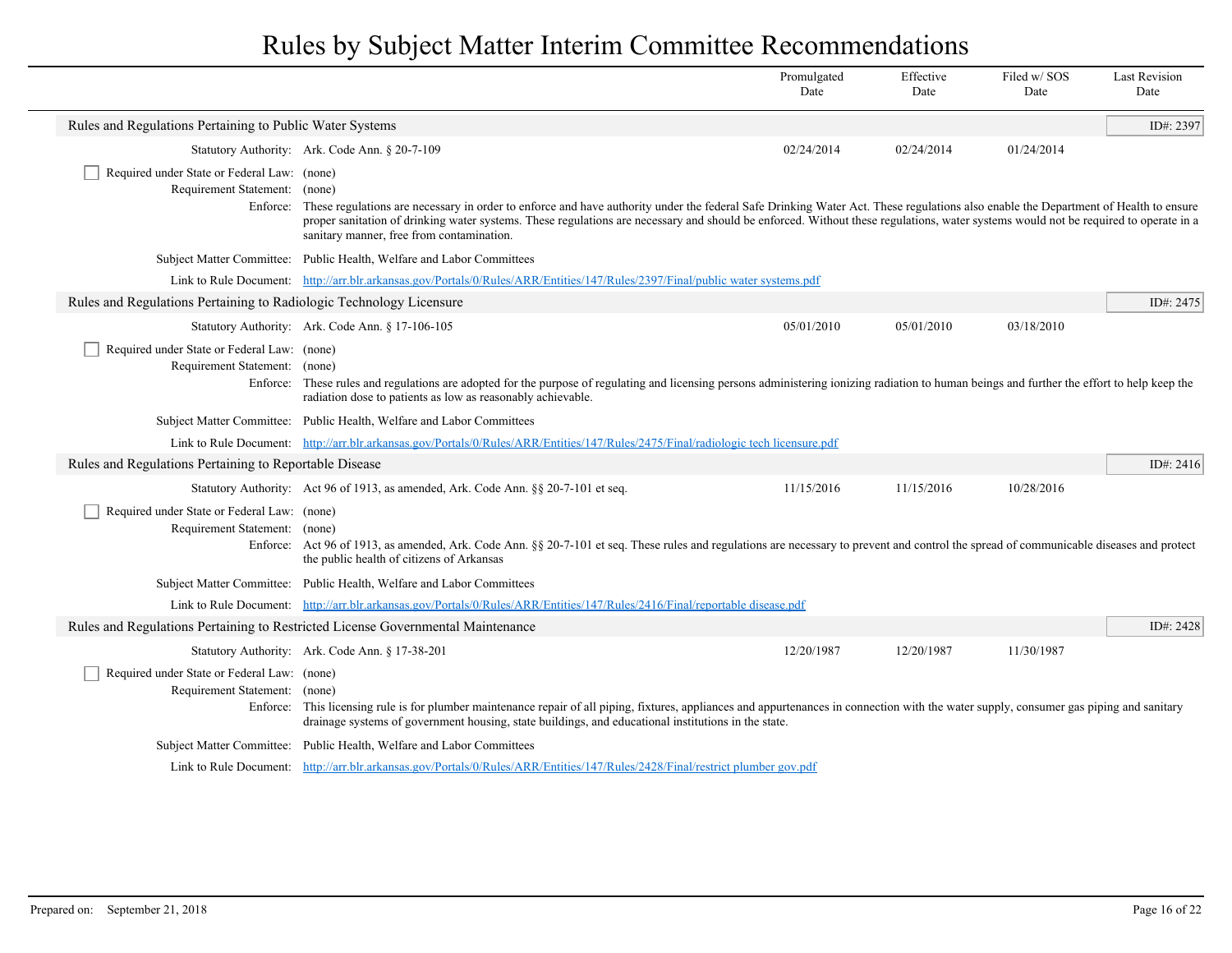# Rules by Subject Matter Interim Committee Recommendations

| | Promulgated Date | Effective Date | Filed w/ SOS Date | Last Revision Date |
|---|---|---|---|---|

## Rules and Regulations Pertaining to Public Water Systems

ID#: 2397

| | Promulgated Date | Effective Date | Filed w/ SOS Date | Last Revision Date |
|---|---|---|---|---|
| Statutory Authority: Ark. Code Ann. § 20-7-109 | 02/24/2014 | 02/24/2014 | 01/24/2014 | |

- [ ] Required under State or Federal Law: (none)

Requirement Statement: (none)

Enforce: These regulations are necessary in order to enforce and have authority under the federal Safe Drinking Water Act. These regulations also enable the Department of Health to ensure proper sanitation of drinking water systems. These regulations are necessary and should be enforced. Without these regulations, water systems would not be required to operate in a sanitary manner, free from contamination.

Subject Matter Committee: Public Health, Welfare and Labor Committees

Link to Rule Document: http://arr.blr.arkansas.gov/Portals/0/Rules/ARR/Entities/147/Rules/2397/Final/public water systems.pdf

## Rules and Regulations Pertaining to Radiologic Technology Licensure

ID#: 2475

| | Promulgated Date | Effective Date | Filed w/ SOS Date | Last Revision Date |
|---|---|---|---|---|
| Statutory Authority: Ark. Code Ann. § 17-106-105 | 05/01/2010 | 05/01/2010 | 03/18/2010 | |

- [ ] Required under State or Federal Law: (none)

Requirement Statement: (none)

Enforce: These rules and regulations are adopted for the purpose of regulating and licensing persons administering ionizing radiation to human beings and further the effort to help keep the radiation dose to patients as low as reasonably achievable.

Subject Matter Committee: Public Health, Welfare and Labor Committees

Link to Rule Document: http://arr.blr.arkansas.gov/Portals/0/Rules/ARR/Entities/147/Rules/2475/Final/radiologic tech licensure.pdf

## Rules and Regulations Pertaining to Reportable Disease

ID#: 2416

| | Promulgated Date | Effective Date | Filed w/ SOS Date | Last Revision Date |
|---|---|---|---|---|
| Statutory Authority: Act 96 of 1913, as amended, Ark. Code Ann. §§ 20-7-101 et seq. | 11/15/2016 | 11/15/2016 | 10/28/2016 | |

- [ ] Required under State or Federal Law: (none)

Requirement Statement: (none)

Enforce: Act 96 of 1913, as amended, Ark. Code Ann. §§ 20-7-101 et seq. These rules and regulations are necessary to prevent and control the spread of communicable diseases and protect the public health of citizens of Arkansas

Subject Matter Committee: Public Health, Welfare and Labor Committees

Link to Rule Document: http://arr.blr.arkansas.gov/Portals/0/Rules/ARR/Entities/147/Rules/2416/Final/reportable disease.pdf

## Rules and Regulations Pertaining to Restricted License Governmental Maintenance

ID#: 2428

| | Promulgated Date | Effective Date | Filed w/ SOS Date | Last Revision Date |
|---|---|---|---|---|
| Statutory Authority: Ark. Code Ann. § 17-38-201 | 12/20/1987 | 12/20/1987 | 11/30/1987 | |

- [ ] Required under State or Federal Law: (none)

Requirement Statement: (none)

Enforce: This licensing rule is for plumber maintenance repair of all piping, fixtures, appliances and appurtenances in connection with the water supply, consumer gas piping and sanitary drainage systems of government housing, state buildings, and educational institutions in the state.

Subject Matter Committee: Public Health, Welfare and Labor Committees

Link to Rule Document: http://arr.blr.arkansas.gov/Portals/0/Rules/ARR/Entities/147/Rules/2428/Final/restrict plumber gov.pdf

Prepared on: September 21, 2018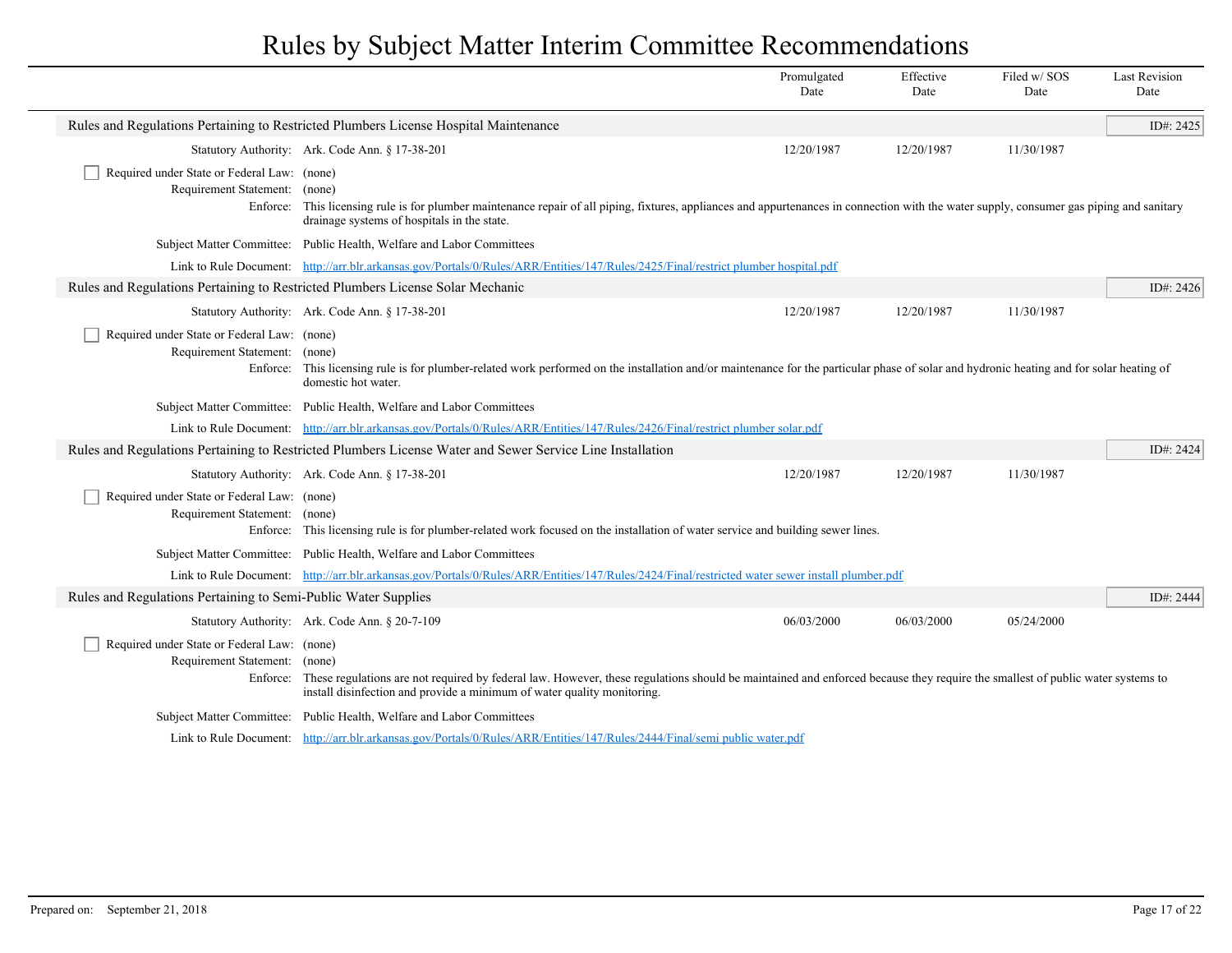| | Promulgated Date | Effective Date | Filed w/ SOS Date | Last Revision Date |
|---|---|---|---|---|

## Rules and Regulations Pertaining to Restricted Plumbers License Hospital Maintenance

ID#: 2425

| | Promulgated Date | Effective Date | Filed w/ SOS Date | Last Revision Date |
|---|---|---|---|---|
| Statutory Authority: Ark. Code Ann. § 17-38-201 | 12/20/1987 | 12/20/1987 | 11/30/1987 | |

- [ ] Required under State or Federal Law: (none)

Requirement Statement: (none)

Enforce: This licensing rule is for plumber maintenance repair of all piping, fixtures, appliances and appurtenances in connection with the water supply, consumer gas piping and sanitary drainage systems of hospitals in the state.

Subject Matter Committee: Public Health, Welfare and Labor Committees

Link to Rule Document: [http://arr.blr.arkansas.gov/Portals/0/Rules/ARR/Entities/147/Rules/2425/Final/restrict plumber hospital.pdf](http://arr.blr.arkansas.gov/Portals/0/Rules/ARR/Entities/147/Rules/2425/Final/restrict plumber hospital.pdf)

## Rules and Regulations Pertaining to Restricted Plumbers License Solar Mechanic

ID#: 2426

| | Promulgated Date | Effective Date | Filed w/ SOS Date | Last Revision Date |
|---|---|---|---|---|
| Statutory Authority: Ark. Code Ann. § 17-38-201 | 12/20/1987 | 12/20/1987 | 11/30/1987 | |

- [ ] Required under State or Federal Law: (none)

Requirement Statement: (none)

Enforce: This licensing rule is for plumber-related work performed on the installation and/or maintenance for the particular phase of solar and hydronic heating and for solar heating of domestic hot water.

Subject Matter Committee: Public Health, Welfare and Labor Committees

Link to Rule Document: [http://arr.blr.arkansas.gov/Portals/0/Rules/ARR/Entities/147/Rules/2426/Final/restrict plumber solar.pdf](http://arr.blr.arkansas.gov/Portals/0/Rules/ARR/Entities/147/Rules/2426/Final/restrict plumber solar.pdf)

## Rules and Regulations Pertaining to Restricted Plumbers License Water and Sewer Service Line Installation

ID#: 2424

| | Promulgated Date | Effective Date | Filed w/ SOS Date | Last Revision Date |
|---|---|---|---|---|
| Statutory Authority: Ark. Code Ann. § 17-38-201 | 12/20/1987 | 12/20/1987 | 11/30/1987 | |

- [ ] Required under State or Federal Law: (none)

Requirement Statement: (none)

Enforce: This licensing rule is for plumber-related work focused on the installation of water service and building sewer lines.

Subject Matter Committee: Public Health, Welfare and Labor Committees

Link to Rule Document: [http://arr.blr.arkansas.gov/Portals/0/Rules/ARR/Entities/147/Rules/2424/Final/restricted water sewer install plumber.pdf](http://arr.blr.arkansas.gov/Portals/0/Rules/ARR/Entities/147/Rules/2424/Final/restricted water sewer install plumber.pdf)

## Rules and Regulations Pertaining to Semi-Public Water Supplies

ID#: 2444

| | Promulgated Date | Effective Date | Filed w/ SOS Date | Last Revision Date |
|---|---|---|---|---|
| Statutory Authority: Ark. Code Ann. § 20-7-109 | 06/03/2000 | 06/03/2000 | 05/24/2000 | |

- [ ] Required under State or Federal Law: (none)

Requirement Statement: (none)

Enforce: These regulations are not required by federal law. However, these regulations should be maintained and enforced because they require the smallest of public water systems to install disinfection and provide a minimum of water quality monitoring.

Subject Matter Committee: Public Health, Welfare and Labor Committees

Link to Rule Document: [http://arr.blr.arkansas.gov/Portals/0/Rules/ARR/Entities/147/Rules/2444/Final/semi public water.pdf](http://arr.blr.arkansas.gov/Portals/0/Rules/ARR/Entities/147/Rules/2444/Final/semi public water.pdf)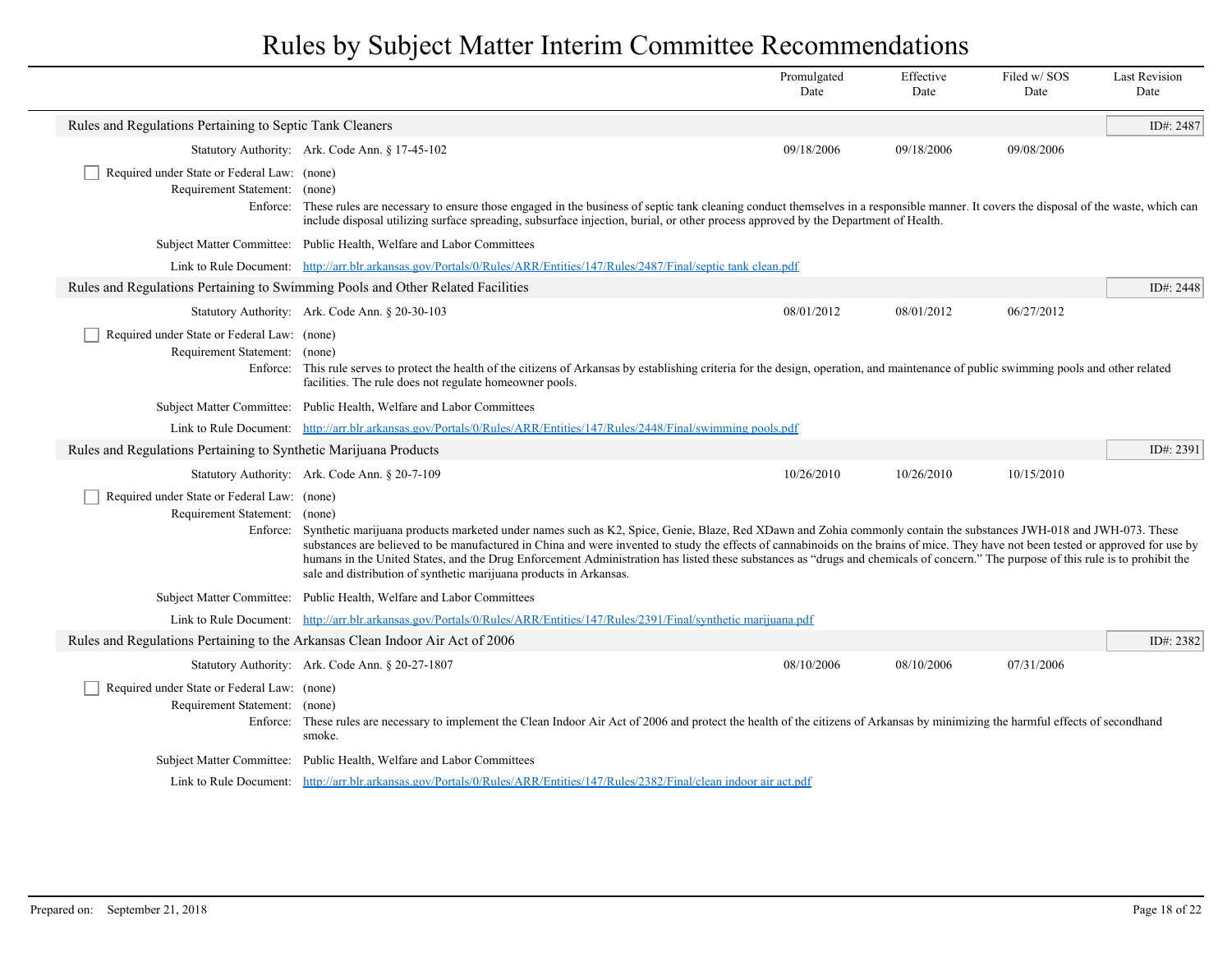# Rules by Subject Matter Interim Committee Recommendations

| | Promulgated Date | Effective Date | Filed w/ SOS Date | Last Revision Date |
|---|---|---|---|---|

## Rules and Regulations Pertaining to Septic Tank Cleaners

ID#: 2487

| | Promulgated Date | Effective Date | Filed w/ SOS Date | Last Revision Date |
|---|---|---|---|---|
| Statutory Authority: Ark. Code Ann. § 17-45-102 | 09/18/2006 | 09/18/2006 | 09/08/2006 | |

☐ Required under State or Federal Law: (none)

Requirement Statement: (none)

Enforce: These rules are necessary to ensure those engaged in the business of septic tank cleaning conduct themselves in a responsible manner. It covers the disposal of the waste, which can include disposal utilizing surface spreading, subsurface injection, burial, or other process approved by the Department of Health.

Subject Matter Committee: Public Health, Welfare and Labor Committees

Link to Rule Document: http://arr.blr.arkansas.gov/Portals/0/Rules/ARR/Entities/147/Rules/2487/Final/septic tank clean.pdf

## Rules and Regulations Pertaining to Swimming Pools and Other Related Facilities

ID#: 2448

| | Promulgated Date | Effective Date | Filed w/ SOS Date | Last Revision Date |
|---|---|---|---|---|
| Statutory Authority: Ark. Code Ann. § 20-30-103 | 08/01/2012 | 08/01/2012 | 06/27/2012 | |

☐ Required under State or Federal Law: (none)

Requirement Statement: (none)

Enforce: This rule serves to protect the health of the citizens of Arkansas by establishing criteria for the design, operation, and maintenance of public swimming pools and other related facilities. The rule does not regulate homeowner pools.

Subject Matter Committee: Public Health, Welfare and Labor Committees

Link to Rule Document: http://arr.blr.arkansas.gov/Portals/0/Rules/ARR/Entities/147/Rules/2448/Final/swimming pools.pdf

## Rules and Regulations Pertaining to Synthetic Marijuana Products

ID#: 2391

| | Promulgated Date | Effective Date | Filed w/ SOS Date | Last Revision Date |
|---|---|---|---|---|
| Statutory Authority: Ark. Code Ann. § 20-7-109 | 10/26/2010 | 10/26/2010 | 10/15/2010 | |

☐ Required under State or Federal Law: (none)

Requirement Statement: (none)

Enforce: Synthetic marijuana products marketed under names such as K2, Spice, Genie, Blaze, Red XDawn and Zohia commonly contain the substances JWH-018 and JWH-073. These substances are believed to be manufactured in China and were invented to study the effects of cannabinoids on the brains of mice. They have not been tested or approved for use by humans in the United States, and the Drug Enforcement Administration has listed these substances as "drugs and chemicals of concern." The purpose of this rule is to prohibit the sale and distribution of synthetic marijuana products in Arkansas.

Subject Matter Committee: Public Health, Welfare and Labor Committees

Link to Rule Document: http://arr.blr.arkansas.gov/Portals/0/Rules/ARR/Entities/147/Rules/2391/Final/synthetic marijuana.pdf

## Rules and Regulations Pertaining to the Arkansas Clean Indoor Air Act of 2006

ID#: 2382

| | Promulgated Date | Effective Date | Filed w/ SOS Date | Last Revision Date |
|---|---|---|---|---|
| Statutory Authority: Ark. Code Ann. § 20-27-1807 | 08/10/2006 | 08/10/2006 | 07/31/2006 | |

☐ Required under State or Federal Law: (none)

Requirement Statement: (none)

Enforce: These rules are necessary to implement the Clean Indoor Air Act of 2006 and protect the health of the citizens of Arkansas by minimizing the harmful effects of secondhand smoke.

Subject Matter Committee: Public Health, Welfare and Labor Committees

Link to Rule Document: http://arr.blr.arkansas.gov/Portals/0/Rules/ARR/Entities/147/Rules/2382/Final/clean indoor air act.pdf

Prepared on: September 21, 2018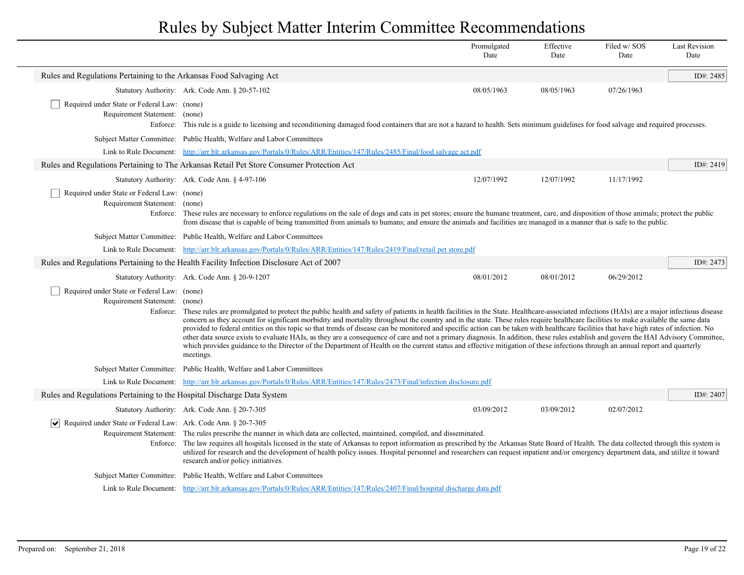# Rules by Subject Matter Interim Committee Recommendations

| | Promulgated Date | Effective Date | Filed w/ SOS Date | Last Revision Date |
|---|---|---|---|---|

## Rules and Regulations Pertaining to the Arkansas Food Salvaging Act

ID#: 2485

| | Promulgated Date | Effective Date | Filed w/ SOS Date | Last Revision Date |
|---|---|---|---|---|
| Statutory Authority: Ark. Code Ann. § 20-57-102 | 08/05/1963 | 08/05/1963 | 07/26/1963 | |

☐ Required under State or Federal Law: (none)

Requirement Statement: (none)

Enforce: This rule is a guide to licensing and reconditioning damaged food containers that are not a hazard to health. Sets minimum guidelines for food salvage and required processes.

Subject Matter Committee: Public Health, Welfare and Labor Committees

Link to Rule Document: http://arr.blr.arkansas.gov/Portals/0/Rules/ARR/Entities/147/Rules/2485/Final/food salvage act.pdf

## Rules and Regulations Pertaining to The Arkansas Retail Pet Store Consumer Protection Act

ID#: 2419

| | Promulgated Date | Effective Date | Filed w/ SOS Date | Last Revision Date |
|---|---|---|---|---|
| Statutory Authority: Ark. Code Ann. § 4-97-106 | 12/07/1992 | 12/07/1992 | 11/17/1992 | |

☐ Required under State or Federal Law: (none)

Requirement Statement: (none)

Enforce: These rules are necessary to enforce regulations on the sale of dogs and cats in pet stores; ensure the humane treatment, care, and disposition of those animals; protect the public from disease that is capable of being transmitted from animals to humans; and ensure the animals and facilities are managed in a manner that is safe to the public.

Subject Matter Committee: Public Health, Welfare and Labor Committees

Link to Rule Document: http://arr.blr.arkansas.gov/Portals/0/Rules/ARR/Entities/147/Rules/2419/Final/retail pet store.pdf

## Rules and Regulations Pertaining to the Health Facility Infection Disclosure Act of 2007

ID#: 2473

| | Promulgated Date | Effective Date | Filed w/ SOS Date | Last Revision Date |
|---|---|---|---|---|
| Statutory Authority: Ark. Code Ann. § 20-9-1207 | 08/01/2012 | 08/01/2012 | 06/29/2012 | |

☐ Required under State or Federal Law: (none)

Requirement Statement: (none)

Enforce: These rules are promulgated to protect the public health and safety of patients in health facilities in the State. Healthcare-associated infections (HAIs) are a major infectious disease concern as they account for significant morbidity and mortality throughout the country and in the state. These rules require healthcare facilities to make available the same data provided to federal entities on this topic so that trends of disease can be monitored and specific action can be taken with healthcare facilities that have high rates of infection. No other data source exists to evaluate HAIs, as they are a consequence of care and not a primary diagnosis. In addition, these rules establish and govern the HAI Advisory Committee, which provides guidance to the Director of the Department of Health on the current status and effective mitigation of these infections through an annual report and quarterly meetings.

Subject Matter Committee: Public Health, Welfare and Labor Committees

Link to Rule Document: http://arr.blr.arkansas.gov/Portals/0/Rules/ARR/Entities/147/Rules/2473/Final/infection disclosure.pdf

## Rules and Regulations Pertaining to the Hospital Discharge Data System

ID#: 2407

| | Promulgated Date | Effective Date | Filed w/ SOS Date | Last Revision Date |
|---|---|---|---|---|
| Statutory Authority: Ark. Code Ann. § 20-7-305 | 03/09/2012 | 03/09/2012 | 02/07/2012 | |

☑ Required under State or Federal Law: Ark. Code Ann. § 20-7-305

Requirement Statement: The rules prescribe the manner in which data are collected, maintained, compiled, and disseminated.

Enforce: The law requires all hospitals licensed in the state of Arkansas to report information as prescribed by the Arkansas State Board of Health. The data collected through this system is utilized for research and the development of health policy issues. Hospital personnel and researchers can request inpatient and/or emergency department data, and utilize it toward research and/or policy initiatives.

Subject Matter Committee: Public Health, Welfare and Labor Committees

Link to Rule Document: http://arr.blr.arkansas.gov/Portals/0/Rules/ARR/Entities/147/Rules/2407/Final/hospital discharge data.pdf

Prepared on: September 21, 2018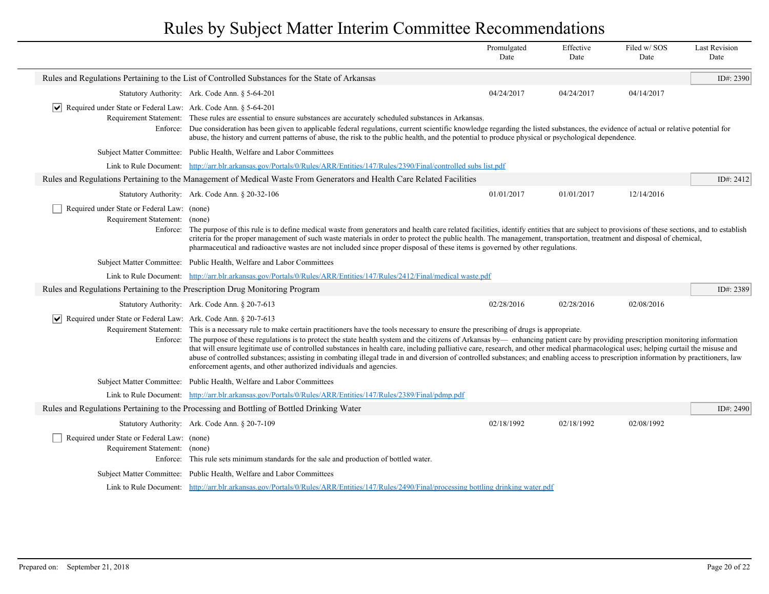# Rules by Subject Matter Interim Committee Recommendations

| | Promulgated Date | Effective Date | Filed w/ SOS Date | Last Revision Date |
|---|---|---|---|---|

## Rules and Regulations Pertaining to the List of Controlled Substances for the State of Arkansas

ID#: 2390

| | Promulgated Date | Effective Date | Filed w/ SOS Date | Last Revision Date |
|---|---|---|---|---|
| Statutory Authority: Ark. Code Ann. § 5-64-201 | 04/24/2017 | 04/24/2017 | 04/14/2017 | |

☑ Required under State or Federal Law: Ark. Code Ann. § 5-64-201

Requirement Statement: These rules are essential to ensure substances are accurately scheduled substances in Arkansas.

Enforce: Due consideration has been given to applicable federal regulations, current scientific knowledge regarding the listed substances, the evidence of actual or relative potential for abuse, the history and current patterns of abuse, the risk to the public health, and the potential to produce physical or psychological dependence.

Subject Matter Committee: Public Health, Welfare and Labor Committees

Link to Rule Document: http://arr.blr.arkansas.gov/Portals/0/Rules/ARR/Entities/147/Rules/2390/Final/controlled subs list.pdf

## Rules and Regulations Pertaining to the Management of Medical Waste From Generators and Health Care Related Facilities

ID#: 2412

| | Promulgated Date | Effective Date | Filed w/ SOS Date | Last Revision Date |
|---|---|---|---|---|
| Statutory Authority: Ark. Code Ann. § 20-32-106 | 01/01/2017 | 01/01/2017 | 12/14/2016 | |

☐ Required under State or Federal Law: (none)

Requirement Statement: (none)

Enforce: The purpose of this rule is to define medical waste from generators and health care related facilities, identify entities that are subject to provisions of these sections, and to establish criteria for the proper management of such waste materials in order to protect the public health. The management, transportation, treatment and disposal of chemical, pharmaceutical and radioactive wastes are not included since proper disposal of these items is governed by other regulations.

Subject Matter Committee: Public Health, Welfare and Labor Committees

Link to Rule Document: http://arr.blr.arkansas.gov/Portals/0/Rules/ARR/Entities/147/Rules/2412/Final/medical waste.pdf

## Rules and Regulations Pertaining to the Prescription Drug Monitoring Program

ID#: 2389

| | Promulgated Date | Effective Date | Filed w/ SOS Date | Last Revision Date |
|---|---|---|---|---|
| Statutory Authority: Ark. Code Ann. § 20-7-613 | 02/28/2016 | 02/28/2016 | 02/08/2016 | |

☑ Required under State or Federal Law: Ark. Code Ann. § 20-7-613

Requirement Statement: This is a necessary rule to make certain practitioners have the tools necessary to ensure the prescribing of drugs is appropriate.

Enforce: The purpose of these regulations is to protect the state health system and the citizens of Arkansas by— enhancing patient care by providing prescription monitoring information that will ensure legitimate use of controlled substances in health care, including palliative care, research, and other medical pharmacological uses; helping curtail the misuse and abuse of controlled substances; assisting in combating illegal trade in and diversion of controlled substances; and enabling access to prescription information by practitioners, law enforcement agents, and other authorized individuals and agencies.

Subject Matter Committee: Public Health, Welfare and Labor Committees

Link to Rule Document: http://arr.blr.arkansas.gov/Portals/0/Rules/ARR/Entities/147/Rules/2389/Final/pdmp.pdf

## Rules and Regulations Pertaining to the Processing and Bottling of Bottled Drinking Water

ID#: 2490

| | Promulgated Date | Effective Date | Filed w/ SOS Date | Last Revision Date |
|---|---|---|---|---|
| Statutory Authority: Ark. Code Ann. § 20-7-109 | 02/18/1992 | 02/18/1992 | 02/08/1992 | |

☐ Required under State or Federal Law: (none)

Requirement Statement: (none)

Enforce: This rule sets minimum standards for the sale and production of bottled water.

Subject Matter Committee: Public Health, Welfare and Labor Committees

Link to Rule Document: http://arr.blr.arkansas.gov/Portals/0/Rules/ARR/Entities/147/Rules/2490/Final/processing bottling drinking water.pdf

Prepared on: September 21, 2018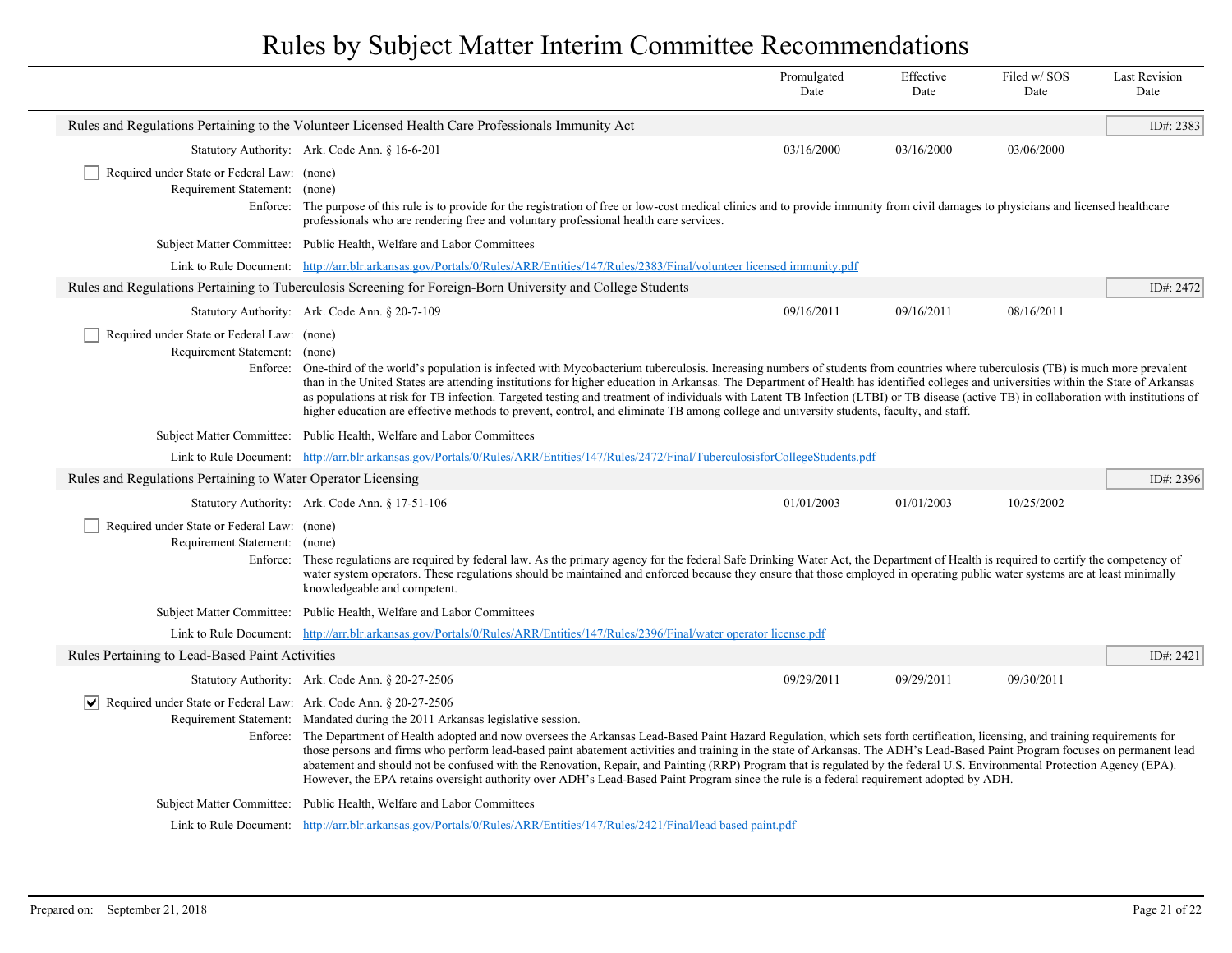# Rules by Subject Matter Interim Committee Recommendations

| | Promulgated Date | Effective Date | Filed w/ SOS Date | Last Revision Date |
|---|---|---|---|---|

## Rules and Regulations Pertaining to the Volunteer Licensed Health Care Professionals Immunity Act

ID#: 2383

| | Promulgated Date | Effective Date | Filed w/ SOS Date | Last Revision Date |
|---|---|---|---|---|
| Statutory Authority: Ark. Code Ann. § 16-6-201 | 03/16/2000 | 03/16/2000 | 03/06/2000 | |

- [ ] Required under State or Federal Law: (none)

**Requirement Statement:** (none)

**Enforce:** The purpose of this rule is to provide for the registration of free or low-cost medical clinics and to provide immunity from civil damages to physicians and licensed healthcare professionals who are rendering free and voluntary professional health care services.

**Subject Matter Committee:** Public Health, Welfare and Labor Committees

**Link to Rule Document:** http://arr.blr.arkansas.gov/Portals/0/Rules/ARR/Entities/147/Rules/2383/Final/volunteer licensed immunity.pdf

## Rules and Regulations Pertaining to Tuberculosis Screening for Foreign-Born University and College Students

ID#: 2472

| | Promulgated Date | Effective Date | Filed w/ SOS Date | Last Revision Date |
|---|---|---|---|---|
| Statutory Authority: Ark. Code Ann. § 20-7-109 | 09/16/2011 | 09/16/2011 | 08/16/2011 | |

- [ ] Required under State or Federal Law: (none)

**Requirement Statement:** (none)

**Enforce:** One-third of the world's population is infected with Mycobacterium tuberculosis. Increasing numbers of students from countries where tuberculosis (TB) is much more prevalent than in the United States are attending institutions for higher education in Arkansas. The Department of Health has identified colleges and universities within the State of Arkansas as populations at risk for TB infection. Targeted testing and treatment of individuals with Latent TB Infection (LTBI) or TB disease (active TB) in collaboration with institutions of higher education are effective methods to prevent, control, and eliminate TB among college and university students, faculty, and staff.

**Subject Matter Committee:** Public Health, Welfare and Labor Committees

**Link to Rule Document:** http://arr.blr.arkansas.gov/Portals/0/Rules/ARR/Entities/147/Rules/2472/Final/TuberculosisforCollegeStudents.pdf

## Rules and Regulations Pertaining to Water Operator Licensing

ID#: 2396

| | Promulgated Date | Effective Date | Filed w/ SOS Date | Last Revision Date |
|---|---|---|---|---|
| Statutory Authority: Ark. Code Ann. § 17-51-106 | 01/01/2003 | 01/01/2003 | 10/25/2002 | |

- [ ] Required under State or Federal Law: (none)

**Requirement Statement:** (none)

**Enforce:** These regulations are required by federal law. As the primary agency for the federal Safe Drinking Water Act, the Department of Health is required to certify the competency of water system operators. These regulations should be maintained and enforced because they ensure that those employed in operating public water systems are at least minimally knowledgeable and competent.

**Subject Matter Committee:** Public Health, Welfare and Labor Committees

**Link to Rule Document:** http://arr.blr.arkansas.gov/Portals/0/Rules/ARR/Entities/147/Rules/2396/Final/water operator license.pdf

## Rules Pertaining to Lead-Based Paint Activities

ID#: 2421

| | Promulgated Date | Effective Date | Filed w/ SOS Date | Last Revision Date |
|---|---|---|---|---|
| Statutory Authority: Ark. Code Ann. § 20-27-2506 | 09/29/2011 | 09/29/2011 | 09/30/2011 | |

- [x] Required under State or Federal Law: Ark. Code Ann. § 20-27-2506

**Requirement Statement:** Mandated during the 2011 Arkansas legislative session.

**Enforce:** The Department of Health adopted and now oversees the Arkansas Lead-Based Paint Hazard Regulation, which sets forth certification, licensing, and training requirements for those persons and firms who perform lead-based paint abatement activities and training in the state of Arkansas. The ADH's Lead-Based Paint Program focuses on permanent lead abatement and should not be confused with the Renovation, Repair, and Painting (RRP) Program that is regulated by the federal U.S. Environmental Protection Agency (EPA). However, the EPA retains oversight authority over ADH's Lead-Based Paint Program since the rule is a federal requirement adopted by ADH.

**Subject Matter Committee:** Public Health, Welfare and Labor Committees

**Link to Rule Document:** http://arr.blr.arkansas.gov/Portals/0/Rules/ARR/Entities/147/Rules/2421/Final/lead based paint.pdf

Prepared on: September 21, 2018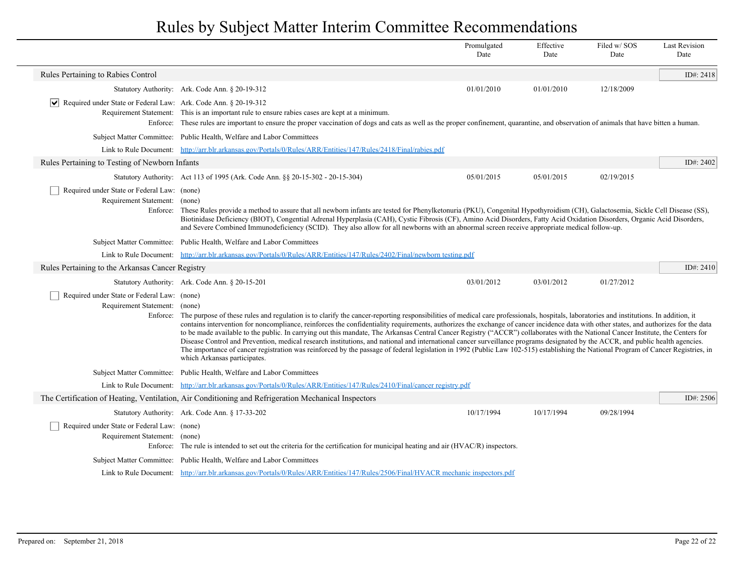# Rules by Subject Matter Interim Committee Recommendations

| | Promulgated Date | Effective Date | Filed w/ SOS Date | Last Revision Date |
|---|---|---|---|---|

## Rules Pertaining to Rabies Control

ID#: 2418

| | Promulgated Date | Effective Date | Filed w/ SOS Date | Last Revision Date |
|---|---|---|---|---|
| Statutory Authority: Ark. Code Ann. § 20-19-312 | 01/01/2010 | 01/01/2010 | 12/18/2009 | |

- [x] Required under State or Federal Law: Ark. Code Ann. § 20-19-312

Requirement Statement: This is an important rule to ensure rabies cases are kept at a minimum.

Enforce: These rules are important to ensure the proper vaccination of dogs and cats as well as the proper confinement, quarantine, and observation of animals that have bitten a human.

Subject Matter Committee: Public Health, Welfare and Labor Committees

Link to Rule Document: http://arr.blr.arkansas.gov/Portals/0/Rules/ARR/Entities/147/Rules/2418/Final/rabies.pdf

## Rules Pertaining to Testing of Newborn Infants

ID#: 2402

| | Promulgated Date | Effective Date | Filed w/ SOS Date | Last Revision Date |
|---|---|---|---|---|
| Statutory Authority: Act 113 of 1995 (Ark. Code Ann. §§ 20-15-302 - 20-15-304) | 05/01/2015 | 05/01/2015 | 02/19/2015 | |

- [ ] Required under State or Federal Law: (none)

Requirement Statement: (none)

Enforce: These Rules provide a method to assure that all newborn infants are tested for Phenylketonuria (PKU), Congenital Hypothyroidism (CH), Galactosemia, Sickle Cell Disease (SS), Biotinidase Deficiency (BIOT), Congential Adrenal Hyperplasia (CAH), Cystic Fibrosis (CF), Amino Acid Disorders, Fatty Acid Oxidation Disorders, Organic Acid Disorders, and Severe Combined Immunodeficiency (SCID). They also allow for all newborns with an abnormal screen receive appropriate medical follow-up.

Subject Matter Committee: Public Health, Welfare and Labor Committees

Link to Rule Document: http://arr.blr.arkansas.gov/Portals/0/Rules/ARR/Entities/147/Rules/2402/Final/newborn testing.pdf

## Rules Pertaining to the Arkansas Cancer Registry

ID#: 2410

| | Promulgated Date | Effective Date | Filed w/ SOS Date | Last Revision Date |
|---|---|---|---|---|
| Statutory Authority: Ark. Code Ann. § 20-15-201 | 03/01/2012 | 03/01/2012 | 01/27/2012 | |

- [ ] Required under State or Federal Law: (none)

Requirement Statement: (none)

Enforce: The purpose of these rules and regulation is to clarify the cancer-reporting responsibilities of medical care professionals, hospitals, laboratories and institutions. In addition, it contains intervention for noncompliance, reinforces the confidentiality requirements, authorizes the exchange of cancer incidence data with other states, and authorizes for the data to be made available to the public. In carrying out this mandate, The Arkansas Central Cancer Registry ("ACCR") collaborates with the National Cancer Institute, the Centers for Disease Control and Prevention, medical research institutions, and national and international cancer surveillance programs designated by the ACCR, and public health agencies. The importance of cancer registration was reinforced by the passage of federal legislation in 1992 (Public Law 102-515) establishing the National Program of Cancer Registries, in which Arkansas participates.

Subject Matter Committee: Public Health, Welfare and Labor Committees

Link to Rule Document: http://arr.blr.arkansas.gov/Portals/0/Rules/ARR/Entities/147/Rules/2410/Final/cancer registry.pdf

## The Certification of Heating, Ventilation, Air Conditioning and Refrigeration Mechanical Inspectors

ID#: 2506

| | Promulgated Date | Effective Date | Filed w/ SOS Date | Last Revision Date |
|---|---|---|---|---|
| Statutory Authority: Ark. Code Ann. § 17-33-202 | 10/17/1994 | 10/17/1994 | 09/28/1994 | |

- [ ] Required under State or Federal Law: (none)

Requirement Statement: (none)

Enforce: The rule is intended to set out the criteria for the certification for municipal heating and air (HVAC/R) inspectors.

Subject Matter Committee: Public Health, Welfare and Labor Committees

Link to Rule Document: http://arr.blr.arkansas.gov/Portals/0/Rules/ARR/Entities/147/Rules/2506/Final/HVACR mechanic inspectors.pdf

Prepared on: September 21, 2018